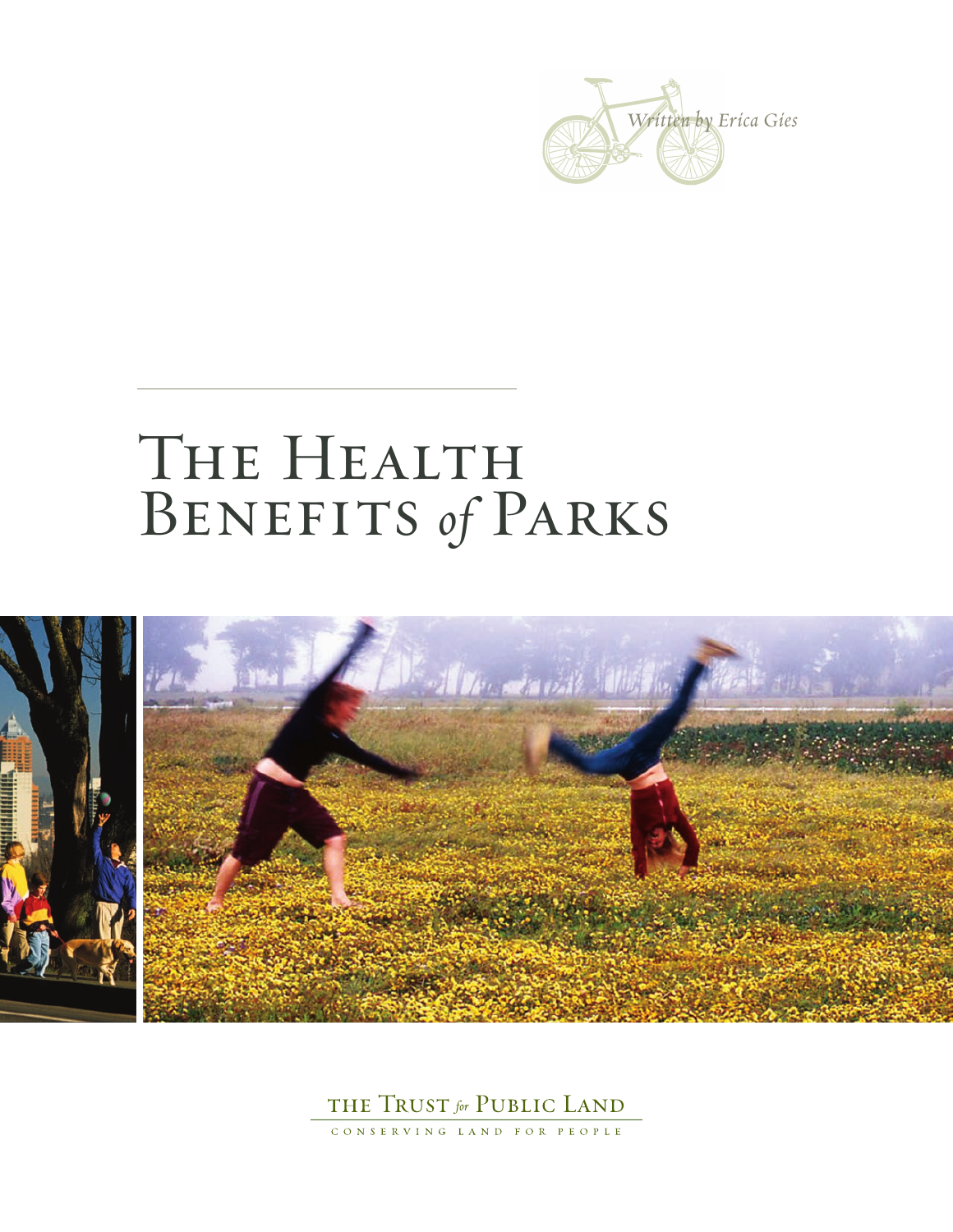*Written by Erica Gies*

# The Health Benefits *of* Parks

The Trust *for* Public Land

Conserving Land for People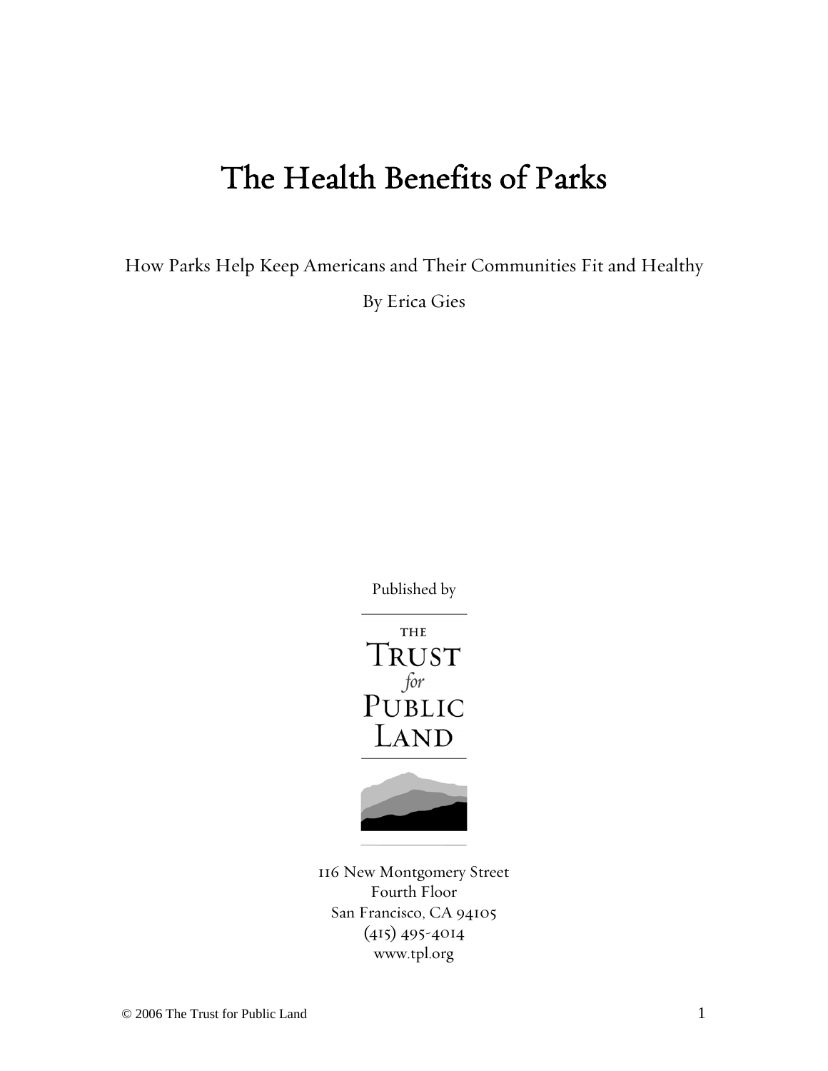# The Health Benefits of Parks

How Parks Help Keep Americans and Their Communities Fit and Healthy

By Erica Gies

Published by

THE TRUST *for* PUBLIC LAND

116 New Montgomery Street
Fourth Floor
San Francisco, CA 94105
(415) 495-4014
www.tpl.org

© 2006 The Trust for Public Land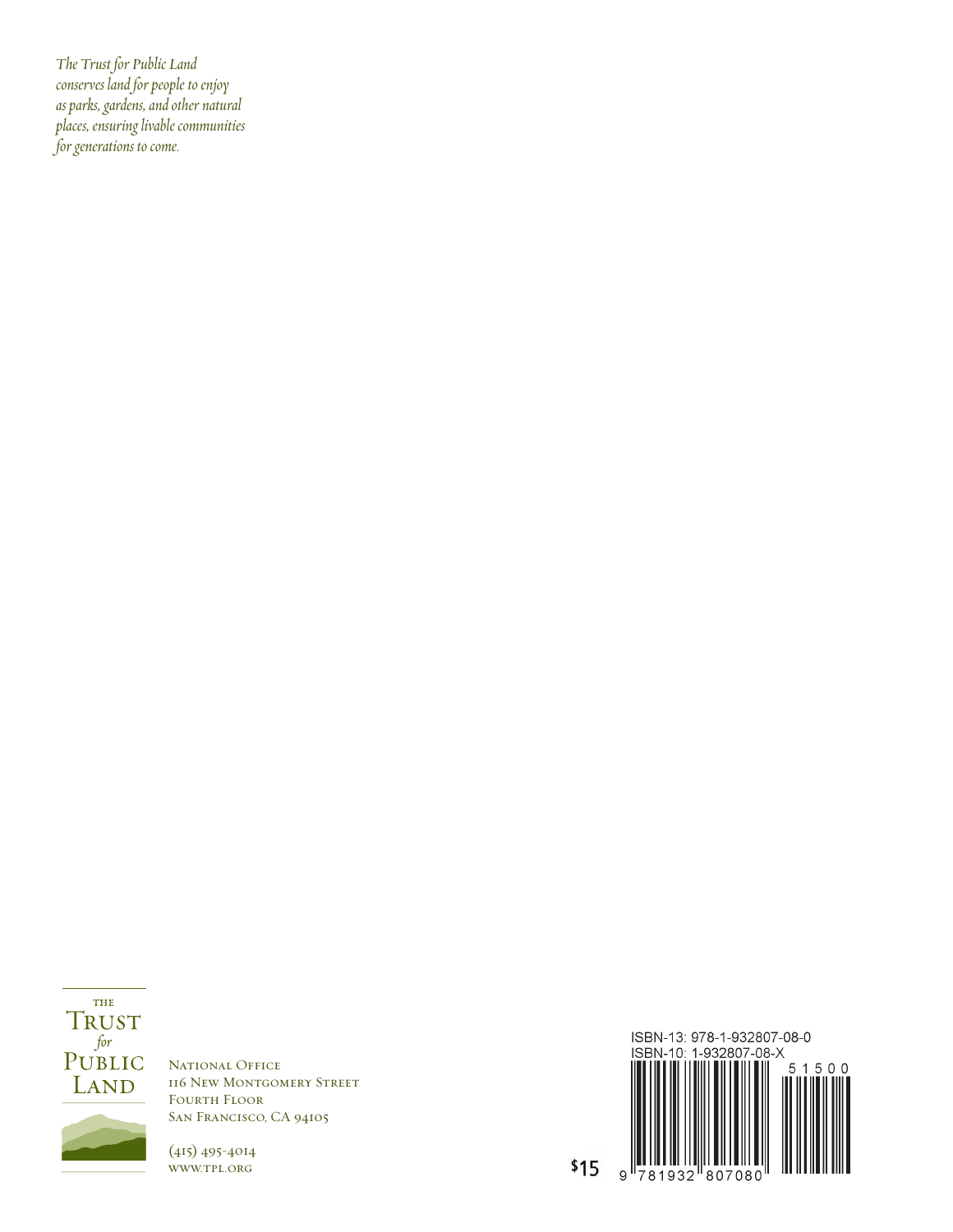*The Trust for Public Land conserves land for people to enjoy as parks, gardens, and other natural places, ensuring livable communities for generations to come.*

THE TRUST *for* PUBLIC LAND

NATIONAL OFFICE
116 NEW MONTGOMERY STREET
FOURTH FLOOR
SAN FRANCISCO, CA 94105

(415) 495-4014
WWW.TPL.ORG

$15

ISBN-13: 978-1-932807-08-0
ISBN-10: 1-932807-08-X

9 781932 807080 51500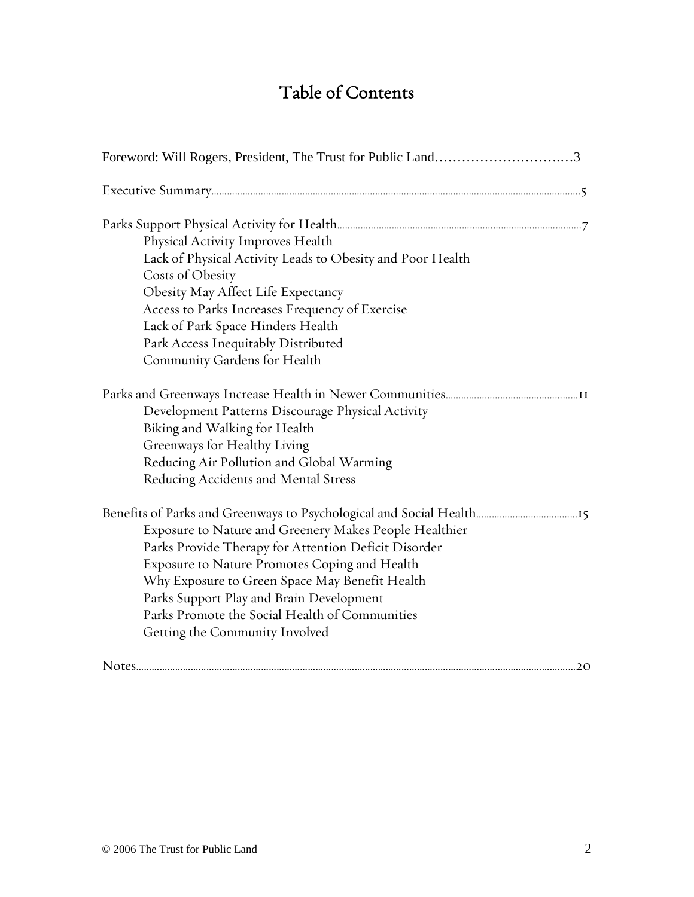# Table of Contents

Foreword: Will Rogers, President, The Trust for Public Land............................3

Executive Summary............................................................................................5

Parks Support Physical Activity for Health.........................................................7

- Physical Activity Improves Health
- Lack of Physical Activity Leads to Obesity and Poor Health
- Costs of Obesity
- Obesity May Affect Life Expectancy
- Access to Parks Increases Frequency of Exercise
- Lack of Park Space Hinders Health
- Park Access Inequitably Distributed
- Community Gardens for Health

Parks and Greenways Increase Health in Newer Communities...........................11

- Development Patterns Discourage Physical Activity
- Biking and Walking for Health
- Greenways for Healthy Living
- Reducing Air Pollution and Global Warming
- Reducing Accidents and Mental Stress

Benefits of Parks and Greenways to Psychological and Social Health.................15

- Exposure to Nature and Greenery Makes People Healthier
- Parks Provide Therapy for Attention Deficit Disorder
- Exposure to Nature Promotes Coping and Health
- Why Exposure to Green Space May Benefit Health
- Parks Support Play and Brain Development
- Parks Promote the Social Health of Communities
- Getting the Community Involved

Notes.................................................................................................................20

© 2006 The Trust for Public Land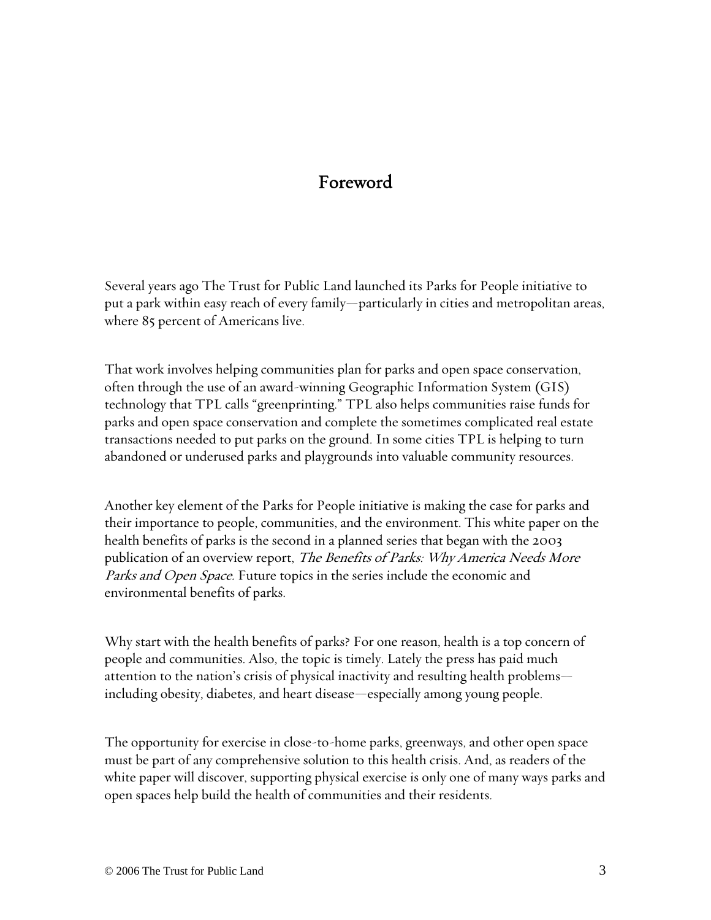# Foreword

Several years ago The Trust for Public Land launched its Parks for People initiative to put a park within easy reach of every family—particularly in cities and metropolitan areas, where 85 percent of Americans live.

That work involves helping communities plan for parks and open space conservation, often through the use of an award-winning Geographic Information System (GIS) technology that TPL calls "greenprinting." TPL also helps communities raise funds for parks and open space conservation and complete the sometimes complicated real estate transactions needed to put parks on the ground. In some cities TPL is helping to turn abandoned or underused parks and playgrounds into valuable community resources.

Another key element of the Parks for People initiative is making the case for parks and their importance to people, communities, and the environment. This white paper on the health benefits of parks is the second in a planned series that began with the 2003 publication of an overview report, *The Benefits of Parks: Why America Needs More Parks and Open Space*. Future topics in the series include the economic and environmental benefits of parks.

Why start with the health benefits of parks? For one reason, health is a top concern of people and communities. Also, the topic is timely. Lately the press has paid much attention to the nation's crisis of physical inactivity and resulting health problems—including obesity, diabetes, and heart disease—especially among young people.

The opportunity for exercise in close-to-home parks, greenways, and other open space must be part of any comprehensive solution to this health crisis. And, as readers of the white paper will discover, supporting physical exercise is only one of many ways parks and open spaces help build the health of communities and their residents.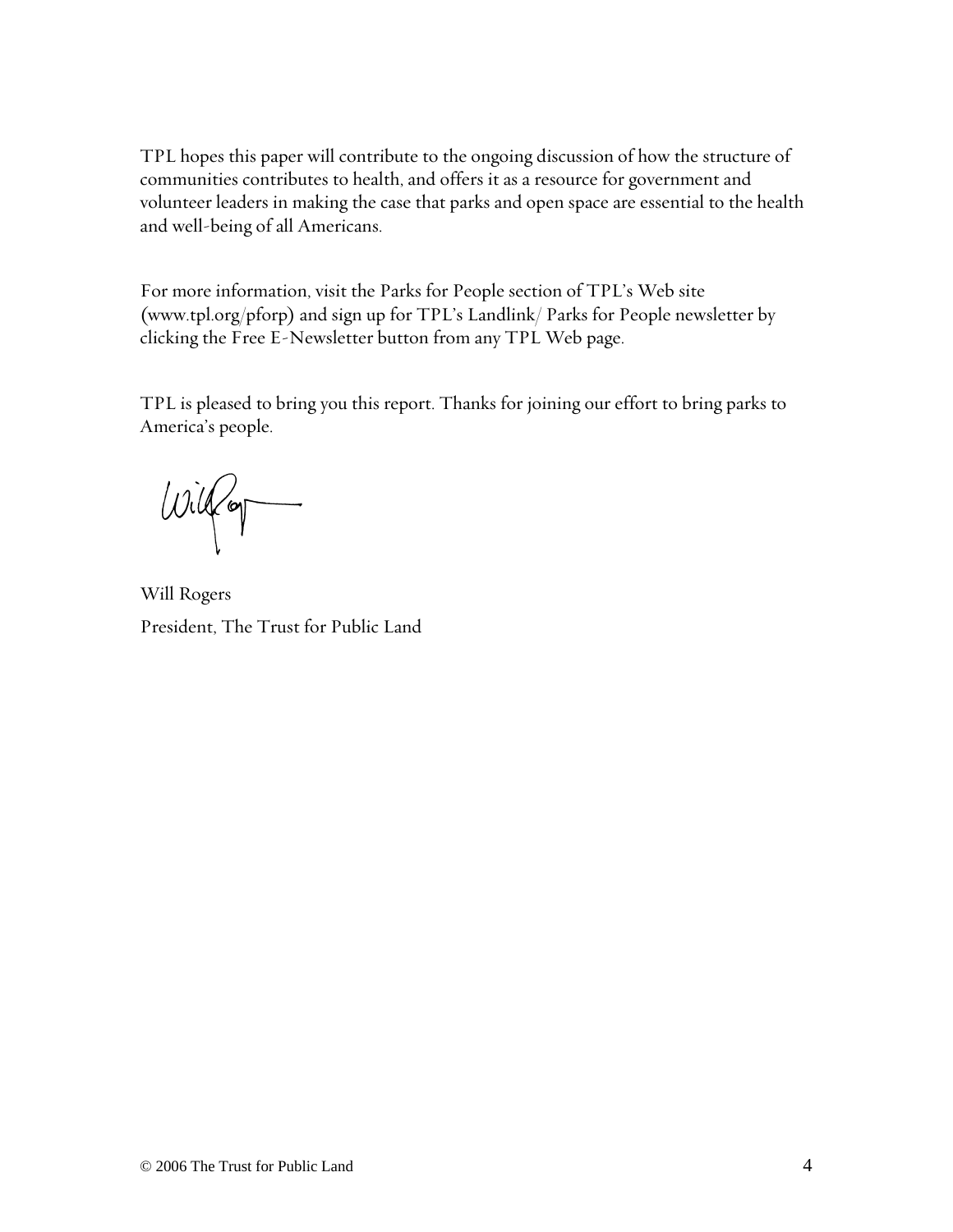TPL hopes this paper will contribute to the ongoing discussion of how the structure of communities contributes to health, and offers it as a resource for government and volunteer leaders in making the case that parks and open space are essential to the health and well-being of all Americans.

For more information, visit the Parks for People section of TPL's Web site (www.tpl.org/pforp) and sign up for TPL's Landlink/ Parks for People newsletter by clicking the Free E-Newsletter button from any TPL Web page.

TPL is pleased to bring you this report. Thanks for joining our effort to bring parks to America's people.

Will Rogers
President, The Trust for Public Land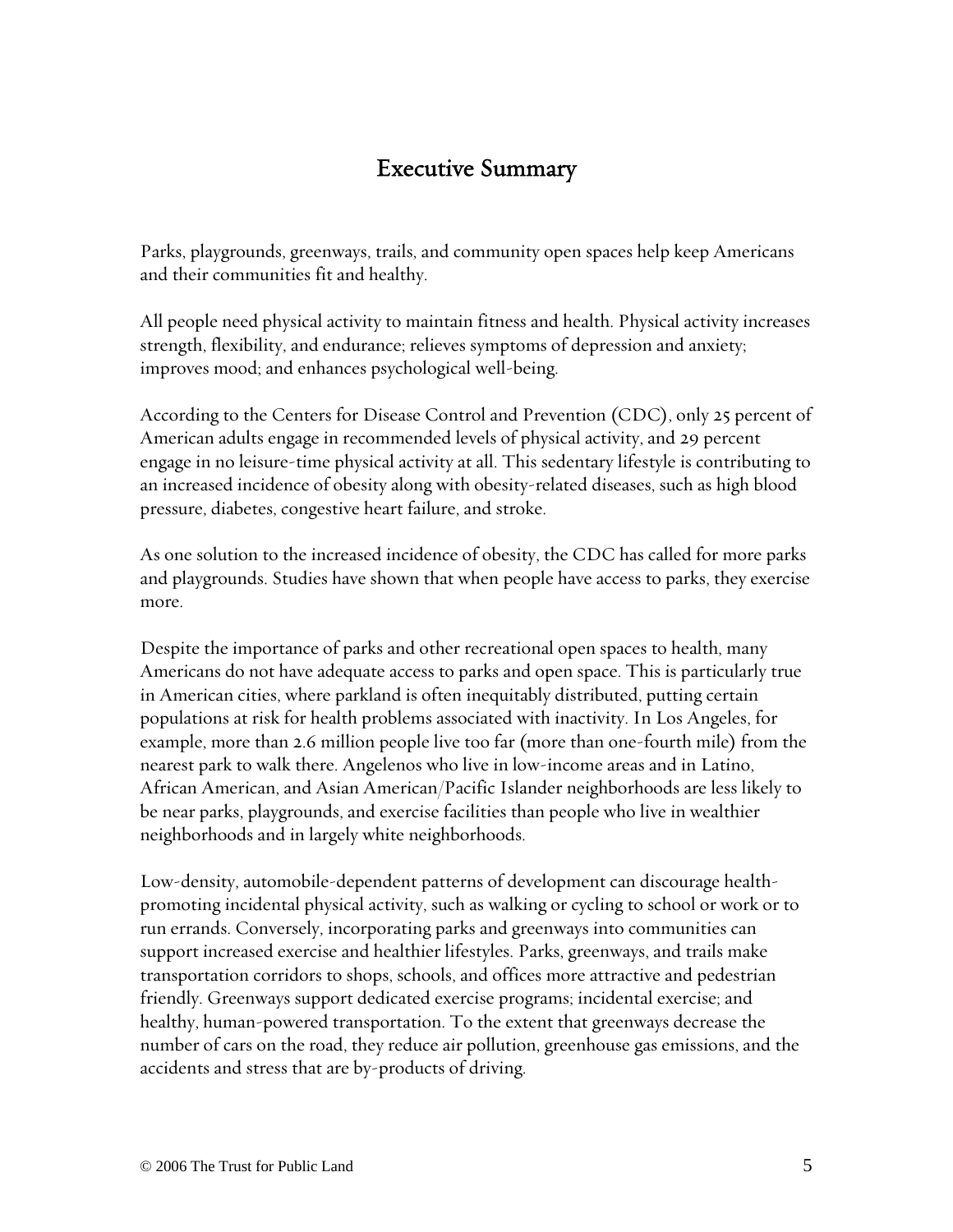# Executive Summary

Parks, playgrounds, greenways, trails, and community open spaces help keep Americans and their communities fit and healthy.

All people need physical activity to maintain fitness and health. Physical activity increases strength, flexibility, and endurance; relieves symptoms of depression and anxiety; improves mood; and enhances psychological well-being.

According to the Centers for Disease Control and Prevention (CDC), only 25 percent of American adults engage in recommended levels of physical activity, and 29 percent engage in no leisure-time physical activity at all. This sedentary lifestyle is contributing to an increased incidence of obesity along with obesity-related diseases, such as high blood pressure, diabetes, congestive heart failure, and stroke.

As one solution to the increased incidence of obesity, the CDC has called for more parks and playgrounds. Studies have shown that when people have access to parks, they exercise more.

Despite the importance of parks and other recreational open spaces to health, many Americans do not have adequate access to parks and open space. This is particularly true in American cities, where parkland is often inequitably distributed, putting certain populations at risk for health problems associated with inactivity. In Los Angeles, for example, more than 2.6 million people live too far (more than one-fourth mile) from the nearest park to walk there. Angelenos who live in low-income areas and in Latino, African American, and Asian American/Pacific Islander neighborhoods are less likely to be near parks, playgrounds, and exercise facilities than people who live in wealthier neighborhoods and in largely white neighborhoods.

Low-density, automobile-dependent patterns of development can discourage health-promoting incidental physical activity, such as walking or cycling to school or work or to run errands. Conversely, incorporating parks and greenways into communities can support increased exercise and healthier lifestyles. Parks, greenways, and trails make transportation corridors to shops, schools, and offices more attractive and pedestrian friendly. Greenways support dedicated exercise programs; incidental exercise; and healthy, human-powered transportation. To the extent that greenways decrease the number of cars on the road, they reduce air pollution, greenhouse gas emissions, and the accidents and stress that are by-products of driving.

© 2006 The Trust for Public Land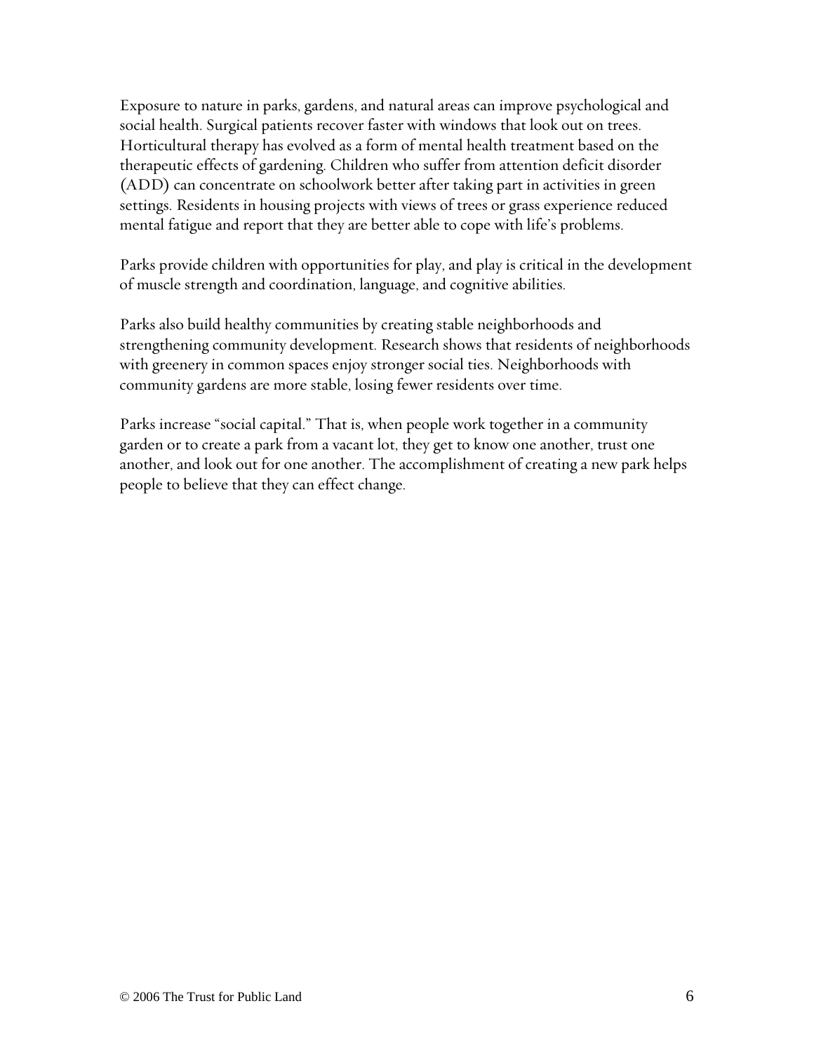Exposure to nature in parks, gardens, and natural areas can improve psychological and social health. Surgical patients recover faster with windows that look out on trees. Horticultural therapy has evolved as a form of mental health treatment based on the therapeutic effects of gardening. Children who suffer from attention deficit disorder (ADD) can concentrate on schoolwork better after taking part in activities in green settings. Residents in housing projects with views of trees or grass experience reduced mental fatigue and report that they are better able to cope with life's problems.

Parks provide children with opportunities for play, and play is critical in the development of muscle strength and coordination, language, and cognitive abilities.

Parks also build healthy communities by creating stable neighborhoods and strengthening community development. Research shows that residents of neighborhoods with greenery in common spaces enjoy stronger social ties. Neighborhoods with community gardens are more stable, losing fewer residents over time.

Parks increase "social capital." That is, when people work together in a community garden or to create a park from a vacant lot, they get to know one another, trust one another, and look out for one another. The accomplishment of creating a new park helps people to believe that they can effect change.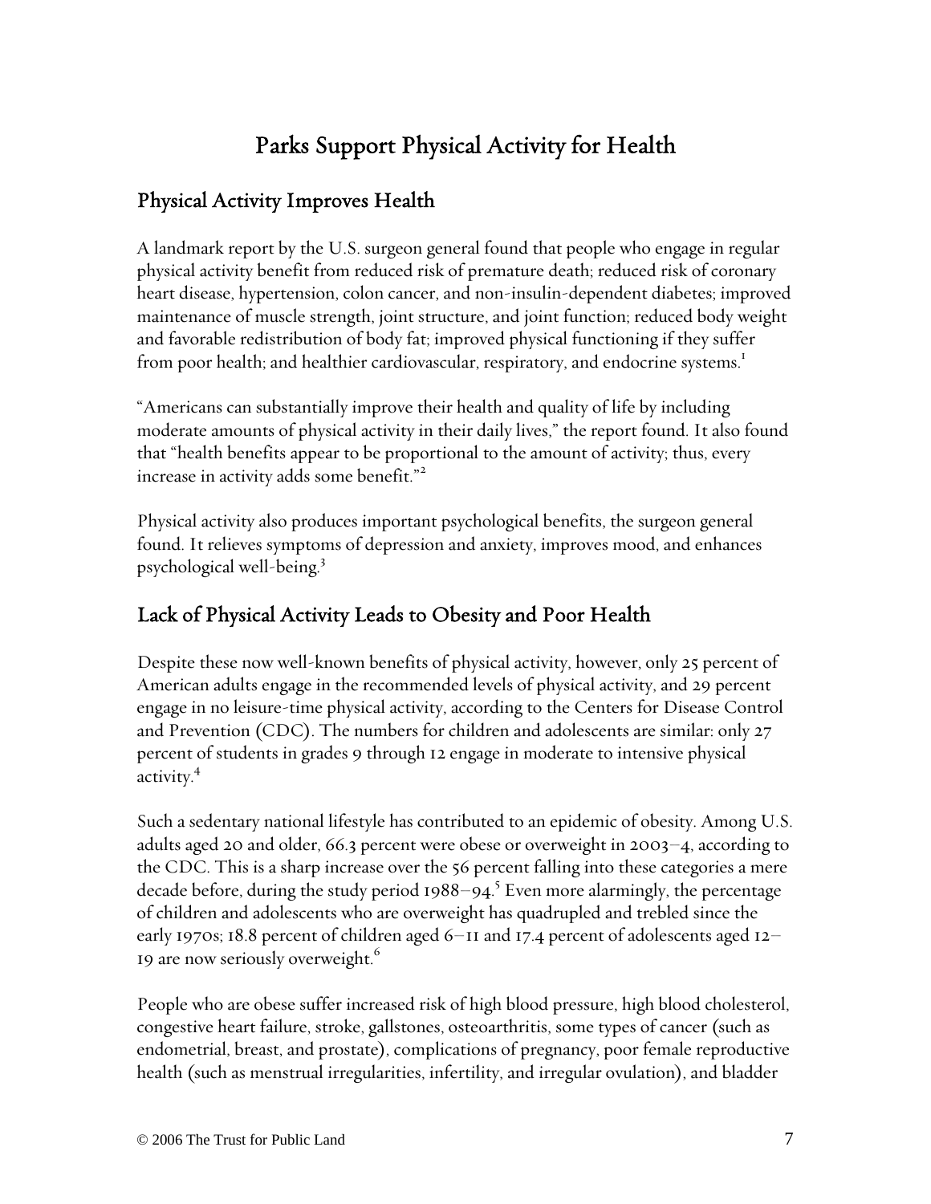# Parks Support Physical Activity for Health

## Physical Activity Improves Health

A landmark report by the U.S. surgeon general found that people who engage in regular physical activity benefit from reduced risk of premature death; reduced risk of coronary heart disease, hypertension, colon cancer, and non-insulin-dependent diabetes; improved maintenance of muscle strength, joint structure, and joint function; reduced body weight and favorable redistribution of body fat; improved physical functioning if they suffer from poor health; and healthier cardiovascular, respiratory, and endocrine systems.[1]

"Americans can substantially improve their health and quality of life by including moderate amounts of physical activity in their daily lives," the report found. It also found that "health benefits appear to be proportional to the amount of activity; thus, every increase in activity adds some benefit."[2]

Physical activity also produces important psychological benefits, the surgeon general found. It relieves symptoms of depression and anxiety, improves mood, and enhances psychological well-being.[3]

## Lack of Physical Activity Leads to Obesity and Poor Health

Despite these now well-known benefits of physical activity, however, only 25 percent of American adults engage in the recommended levels of physical activity, and 29 percent engage in no leisure-time physical activity, according to the Centers for Disease Control and Prevention (CDC). The numbers for children and adolescents are similar: only 27 percent of students in grades 9 through 12 engage in moderate to intensive physical activity.[4]

Such a sedentary national lifestyle has contributed to an epidemic of obesity. Among U.S. adults aged 20 and older, 66.3 percent were obese or overweight in 2003–4, according to the CDC. This is a sharp increase over the 56 percent falling into these categories a mere decade before, during the study period 1988–94.[5] Even more alarmingly, the percentage of children and adolescents who are overweight has quadrupled and trebled since the early 1970s; 18.8 percent of children aged 6–11 and 17.4 percent of adolescents aged 12–19 are now seriously overweight.[6]

People who are obese suffer increased risk of high blood pressure, high blood cholesterol, congestive heart failure, stroke, gallstones, osteoarthritis, some types of cancer (such as endometrial, breast, and prostate), complications of pregnancy, poor female reproductive health (such as menstrual irregularities, infertility, and irregular ovulation), and bladder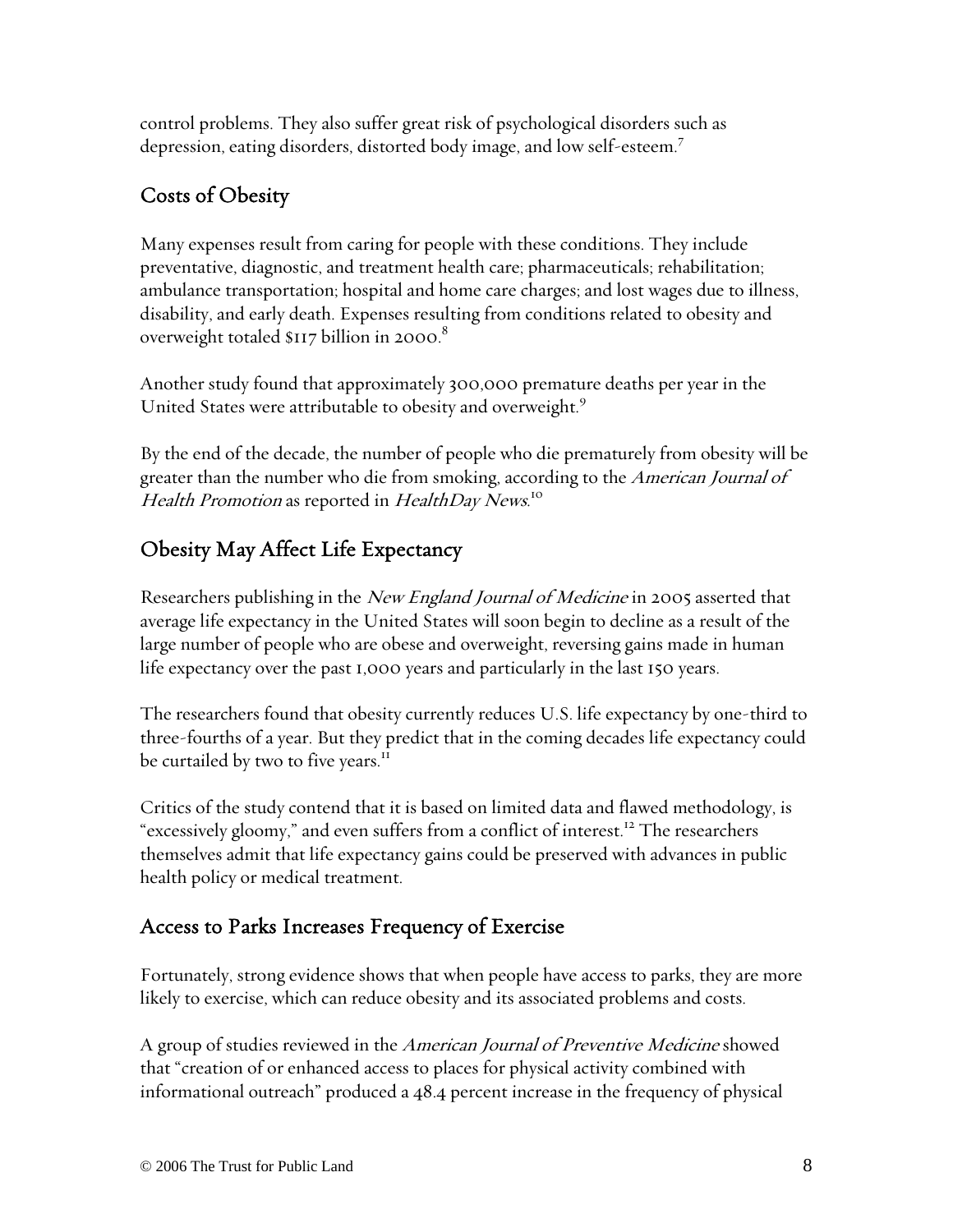control problems. They also suffer great risk of psychological disorders such as depression, eating disorders, distorted body image, and low self-esteem.[7]

## Costs of Obesity

Many expenses result from caring for people with these conditions. They include preventative, diagnostic, and treatment health care; pharmaceuticals; rehabilitation; ambulance transportation; hospital and home care charges; and lost wages due to illness, disability, and early death. Expenses resulting from conditions related to obesity and overweight totaled $117 billion in 2000.[8]

Another study found that approximately 300,000 premature deaths per year in the United States were attributable to obesity and overweight.[9]

By the end of the decade, the number of people who die prematurely from obesity will be greater than the number who die from smoking, according to the *American Journal of Health Promotion* as reported in *HealthDay News*.[10]

## Obesity May Affect Life Expectancy

Researchers publishing in the *New England Journal of Medicine* in 2005 asserted that average life expectancy in the United States will soon begin to decline as a result of the large number of people who are obese and overweight, reversing gains made in human life expectancy over the past 1,000 years and particularly in the last 150 years.

The researchers found that obesity currently reduces U.S. life expectancy by one-third to three-fourths of a year. But they predict that in the coming decades life expectancy could be curtailed by two to five years.[11]

Critics of the study contend that it is based on limited data and flawed methodology, is "excessively gloomy," and even suffers from a conflict of interest.[12] The researchers themselves admit that life expectancy gains could be preserved with advances in public health policy or medical treatment.

## Access to Parks Increases Frequency of Exercise

Fortunately, strong evidence shows that when people have access to parks, they are more likely to exercise, which can reduce obesity and its associated problems and costs.

A group of studies reviewed in the *American Journal of Preventive Medicine* showed that "creation of or enhanced access to places for physical activity combined with informational outreach" produced a 48.4 percent increase in the frequency of physical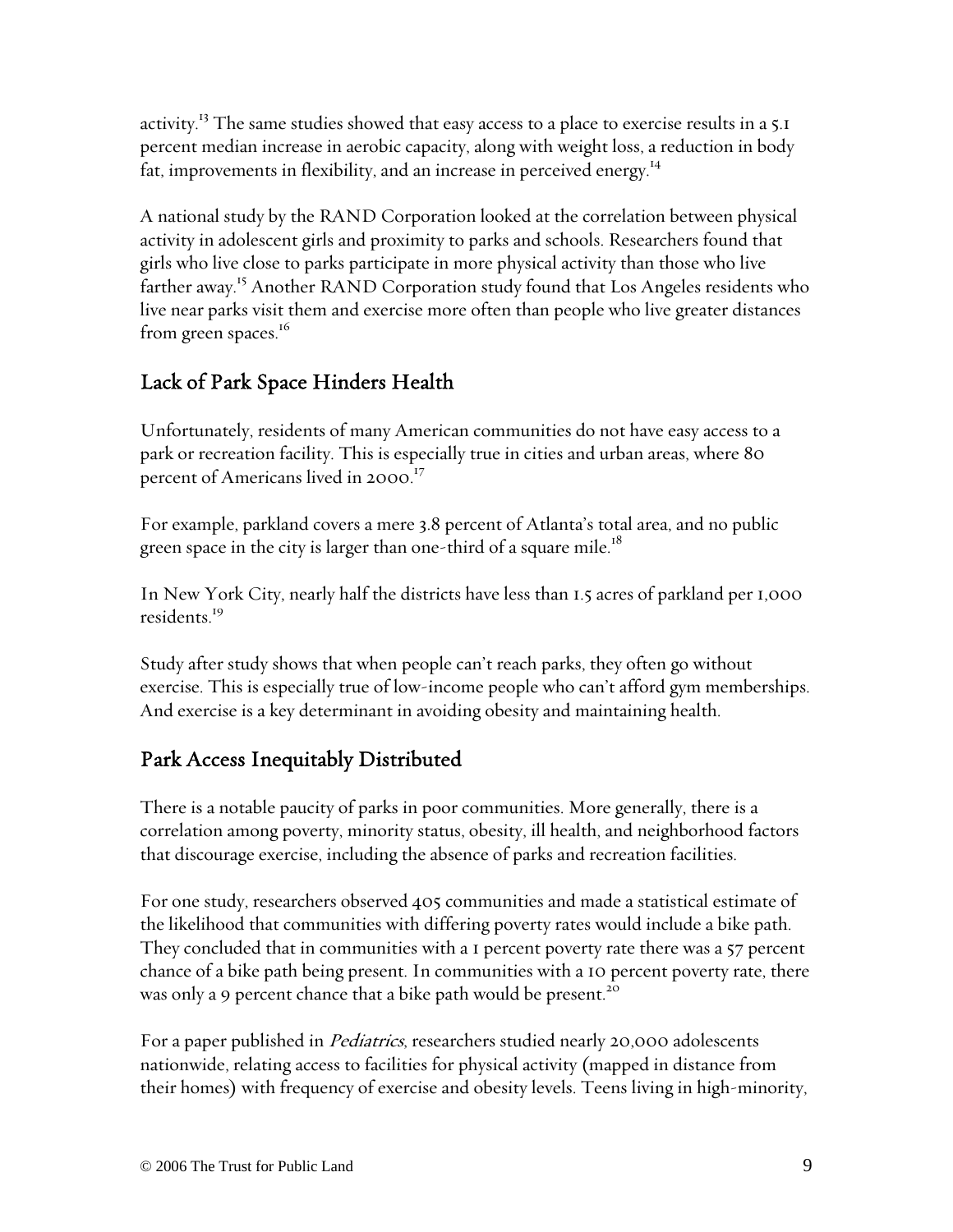activity.[13] The same studies showed that easy access to a place to exercise results in a 5.1 percent median increase in aerobic capacity, along with weight loss, a reduction in body fat, improvements in flexibility, and an increase in perceived energy.[14]

A national study by the RAND Corporation looked at the correlation between physical activity in adolescent girls and proximity to parks and schools. Researchers found that girls who live close to parks participate in more physical activity than those who live farther away.[15] Another RAND Corporation study found that Los Angeles residents who live near parks visit them and exercise more often than people who live greater distances from green spaces.[16]

## Lack of Park Space Hinders Health

Unfortunately, residents of many American communities do not have easy access to a park or recreation facility. This is especially true in cities and urban areas, where 80 percent of Americans lived in 2000.[17]

For example, parkland covers a mere 3.8 percent of Atlanta's total area, and no public green space in the city is larger than one-third of a square mile.[18]

In New York City, nearly half the districts have less than 1.5 acres of parkland per 1,000 residents.[19]

Study after study shows that when people can't reach parks, they often go without exercise. This is especially true of low-income people who can't afford gym memberships. And exercise is a key determinant in avoiding obesity and maintaining health.

## Park Access Inequitably Distributed

There is a notable paucity of parks in poor communities. More generally, there is a correlation among poverty, minority status, obesity, ill health, and neighborhood factors that discourage exercise, including the absence of parks and recreation facilities.

For one study, researchers observed 405 communities and made a statistical estimate of the likelihood that communities with differing poverty rates would include a bike path. They concluded that in communities with a 1 percent poverty rate there was a 57 percent chance of a bike path being present. In communities with a 10 percent poverty rate, there was only a 9 percent chance that a bike path would be present.[20]

For a paper published in *Pediatrics*, researchers studied nearly 20,000 adolescents nationwide, relating access to facilities for physical activity (mapped in distance from their homes) with frequency of exercise and obesity levels. Teens living in high-minority,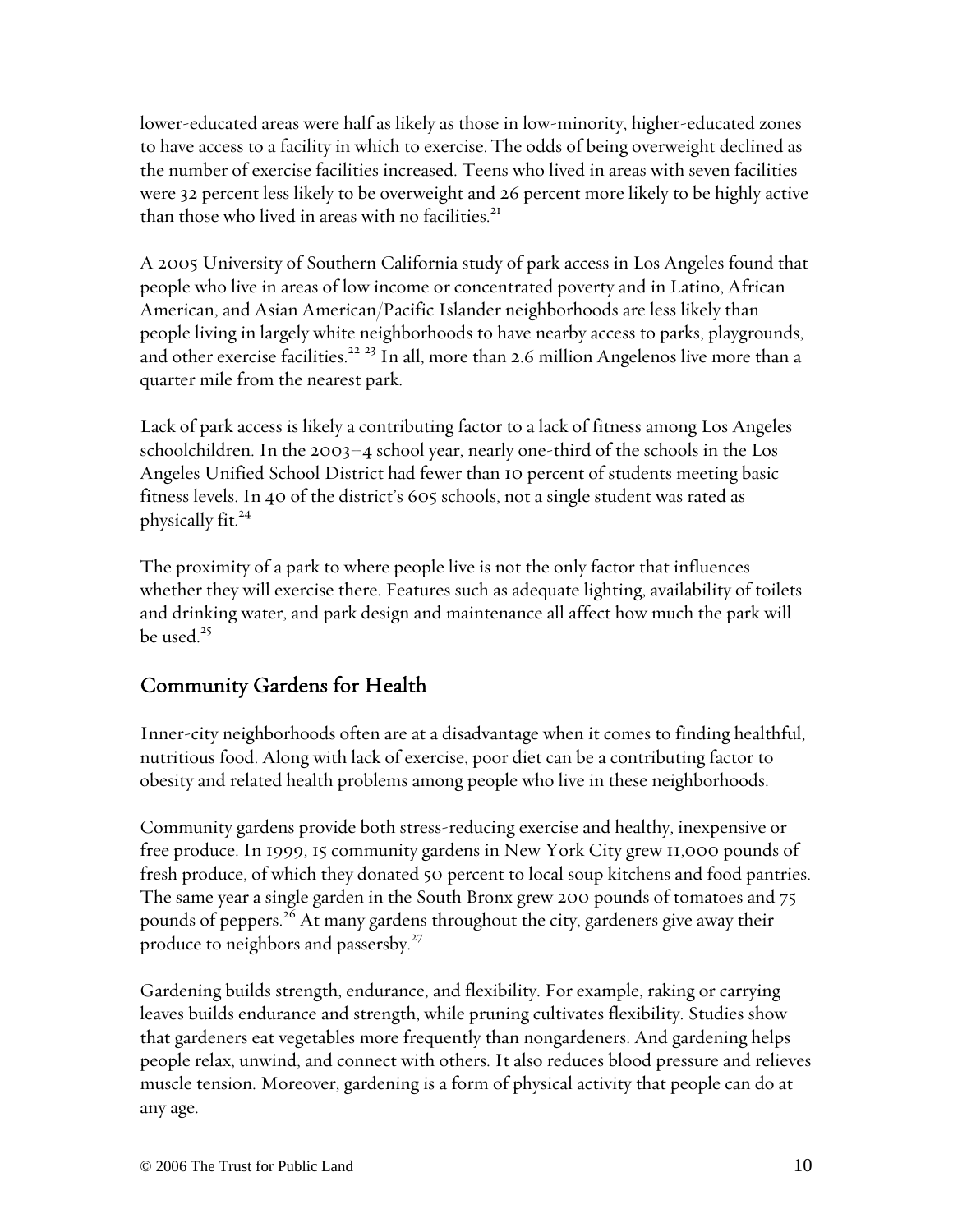lower-educated areas were half as likely as those in low-minority, higher-educated zones to have access to a facility in which to exercise. The odds of being overweight declined as the number of exercise facilities increased. Teens who lived in areas with seven facilities were 32 percent less likely to be overweight and 26 percent more likely to be highly active than those who lived in areas with no facilities.[21]

A 2005 University of Southern California study of park access in Los Angeles found that people who live in areas of low income or concentrated poverty and in Latino, African American, and Asian American/Pacific Islander neighborhoods are less likely than people living in largely white neighborhoods to have nearby access to parks, playgrounds, and other exercise facilities.[22] [23] In all, more than 2.6 million Angelenos live more than a quarter mile from the nearest park.

Lack of park access is likely a contributing factor to a lack of fitness among Los Angeles schoolchildren. In the 2003–4 school year, nearly one-third of the schools in the Los Angeles Unified School District had fewer than 10 percent of students meeting basic fitness levels. In 40 of the district's 605 schools, not a single student was rated as physically fit.[24]

The proximity of a park to where people live is not the only factor that influences whether they will exercise there. Features such as adequate lighting, availability of toilets and drinking water, and park design and maintenance all affect how much the park will be used.[25]

## Community Gardens for Health

Inner-city neighborhoods often are at a disadvantage when it comes to finding healthful, nutritious food. Along with lack of exercise, poor diet can be a contributing factor to obesity and related health problems among people who live in these neighborhoods.

Community gardens provide both stress-reducing exercise and healthy, inexpensive or free produce. In 1999, 15 community gardens in New York City grew 11,000 pounds of fresh produce, of which they donated 50 percent to local soup kitchens and food pantries. The same year a single garden in the South Bronx grew 200 pounds of tomatoes and 75 pounds of peppers.[26] At many gardens throughout the city, gardeners give away their produce to neighbors and passersby.[27]

Gardening builds strength, endurance, and flexibility. For example, raking or carrying leaves builds endurance and strength, while pruning cultivates flexibility. Studies show that gardeners eat vegetables more frequently than nongardeners. And gardening helps people relax, unwind, and connect with others. It also reduces blood pressure and relieves muscle tension. Moreover, gardening is a form of physical activity that people can do at any age.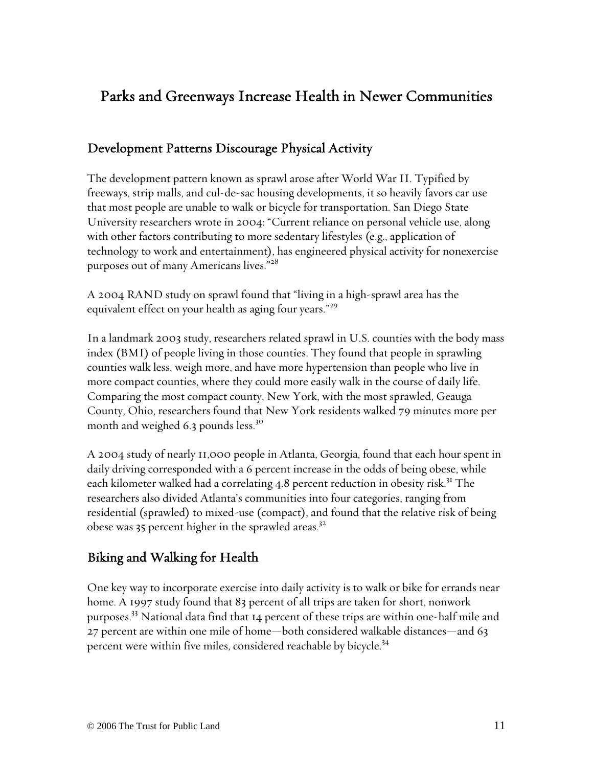# Parks and Greenways Increase Health in Newer Communities

## Development Patterns Discourage Physical Activity

The development pattern known as sprawl arose after World War II. Typified by freeways, strip malls, and cul-de-sac housing developments, it so heavily favors car use that most people are unable to walk or bicycle for transportation. San Diego State University researchers wrote in 2004: "Current reliance on personal vehicle use, along with other factors contributing to more sedentary lifestyles (e.g., application of technology to work and entertainment), has engineered physical activity for nonexercise purposes out of many Americans lives."[28]

A 2004 RAND study on sprawl found that "living in a high-sprawl area has the equivalent effect on your health as aging four years."[29]

In a landmark 2003 study, researchers related sprawl in U.S. counties with the body mass index (BMI) of people living in those counties. They found that people in sprawling counties walk less, weigh more, and have more hypertension than people who live in more compact counties, where they could more easily walk in the course of daily life. Comparing the most compact county, New York, with the most sprawled, Geauga County, Ohio, researchers found that New York residents walked 79 minutes more per month and weighed 6.3 pounds less.[30]

A 2004 study of nearly 11,000 people in Atlanta, Georgia, found that each hour spent in daily driving corresponded with a 6 percent increase in the odds of being obese, while each kilometer walked had a correlating 4.8 percent reduction in obesity risk.[31] The researchers also divided Atlanta's communities into four categories, ranging from residential (sprawled) to mixed-use (compact), and found that the relative risk of being obese was 35 percent higher in the sprawled areas.[32]

## Biking and Walking for Health

One key way to incorporate exercise into daily activity is to walk or bike for errands near home. A 1997 study found that 83 percent of all trips are taken for short, nonwork purposes.[33] National data find that 14 percent of these trips are within one-half mile and 27 percent are within one mile of home—both considered walkable distances—and 63 percent were within five miles, considered reachable by bicycle.[34]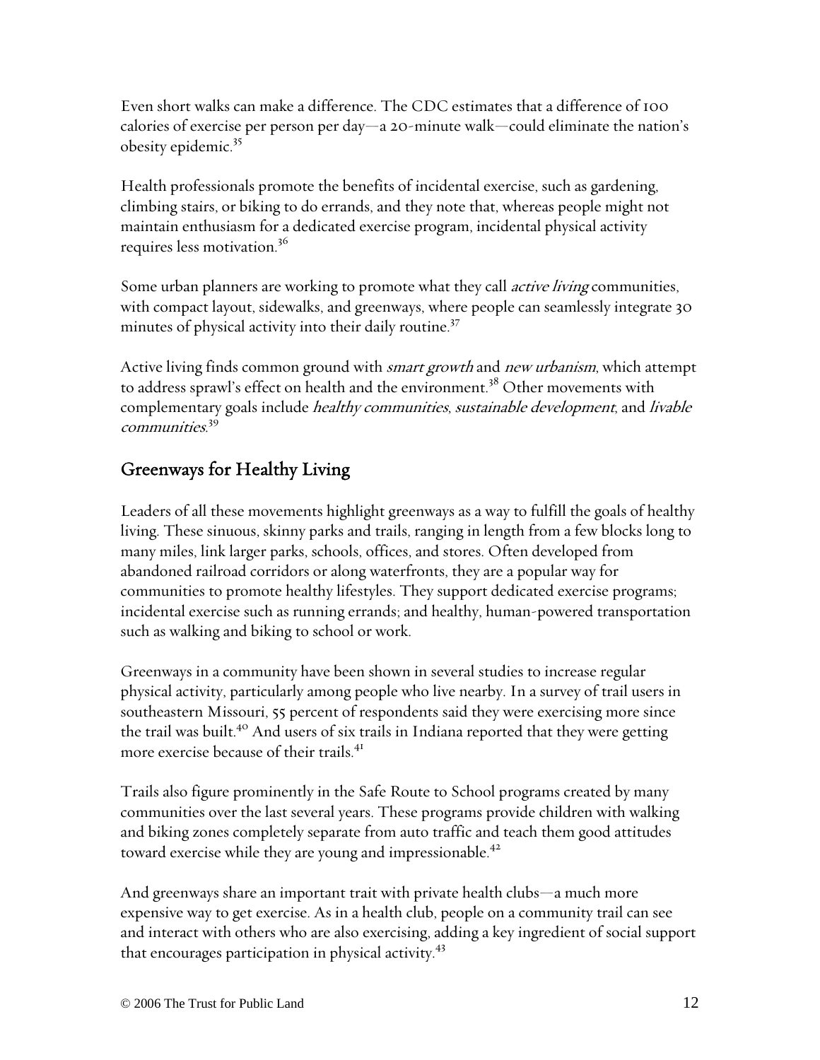Even short walks can make a difference. The CDC estimates that a difference of 100 calories of exercise per person per day—a 20-minute walk—could eliminate the nation's obesity epidemic.[35]

Health professionals promote the benefits of incidental exercise, such as gardening, climbing stairs, or biking to do errands, and they note that, whereas people might not maintain enthusiasm for a dedicated exercise program, incidental physical activity requires less motivation.[36]

Some urban planners are working to promote what they call *active living* communities, with compact layout, sidewalks, and greenways, where people can seamlessly integrate 30 minutes of physical activity into their daily routine.[37]

Active living finds common ground with *smart growth* and *new urbanism*, which attempt to address sprawl's effect on health and the environment.[38] Other movements with complementary goals include *healthy communities*, *sustainable development*, and *livable communities*.[39]

## Greenways for Healthy Living

Leaders of all these movements highlight greenways as a way to fulfill the goals of healthy living. These sinuous, skinny parks and trails, ranging in length from a few blocks long to many miles, link larger parks, schools, offices, and stores. Often developed from abandoned railroad corridors or along waterfronts, they are a popular way for communities to promote healthy lifestyles. They support dedicated exercise programs; incidental exercise such as running errands; and healthy, human-powered transportation such as walking and biking to school or work.

Greenways in a community have been shown in several studies to increase regular physical activity, particularly among people who live nearby. In a survey of trail users in southeastern Missouri, 55 percent of respondents said they were exercising more since the trail was built.[40] And users of six trails in Indiana reported that they were getting more exercise because of their trails.[41]

Trails also figure prominently in the Safe Route to School programs created by many communities over the last several years. These programs provide children with walking and biking zones completely separate from auto traffic and teach them good attitudes toward exercise while they are young and impressionable.[42]

And greenways share an important trait with private health clubs—a much more expensive way to get exercise. As in a health club, people on a community trail can see and interact with others who are also exercising, adding a key ingredient of social support that encourages participation in physical activity.[43]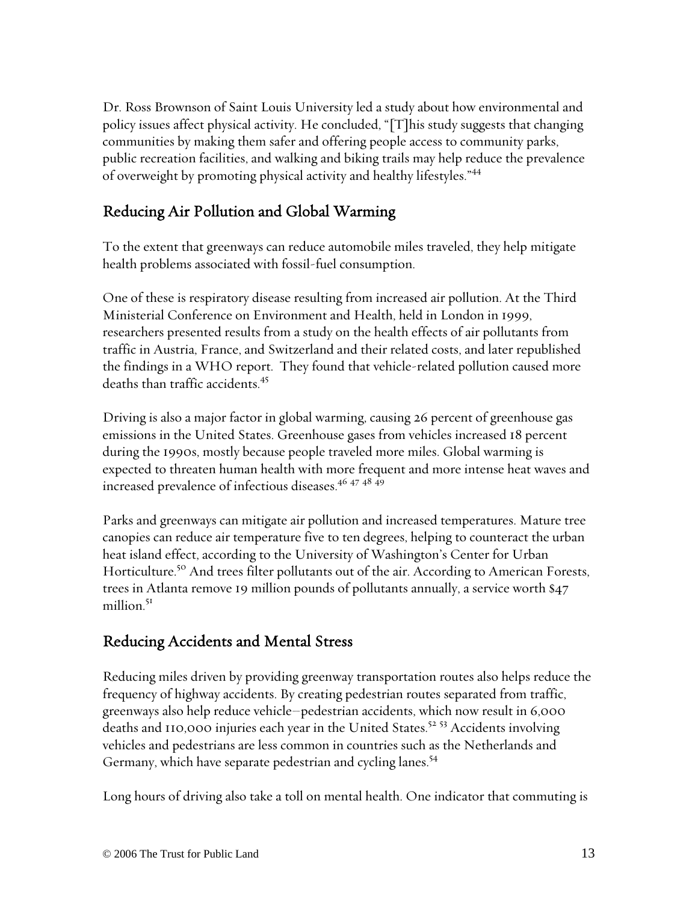Dr. Ross Brownson of Saint Louis University led a study about how environmental and policy issues affect physical activity. He concluded, "[T]his study suggests that changing communities by making them safer and offering people access to community parks, public recreation facilities, and walking and biking trails may help reduce the prevalence of overweight by promoting physical activity and healthy lifestyles."[44]

## Reducing Air Pollution and Global Warming

To the extent that greenways can reduce automobile miles traveled, they help mitigate health problems associated with fossil-fuel consumption.

One of these is respiratory disease resulting from increased air pollution. At the Third Ministerial Conference on Environment and Health, held in London in 1999, researchers presented results from a study on the health effects of air pollutants from traffic in Austria, France, and Switzerland and their related costs, and later republished the findings in a WHO report. They found that vehicle-related pollution caused more deaths than traffic accidents.[45]

Driving is also a major factor in global warming, causing 26 percent of greenhouse gas emissions in the United States. Greenhouse gases from vehicles increased 18 percent during the 1990s, mostly because people traveled more miles. Global warming is expected to threaten human health with more frequent and more intense heat waves and increased prevalence of infectious diseases.[46 47 48 49]

Parks and greenways can mitigate air pollution and increased temperatures. Mature tree canopies can reduce air temperature five to ten degrees, helping to counteract the urban heat island effect, according to the University of Washington's Center for Urban Horticulture.[50] And trees filter pollutants out of the air. According to American Forests, trees in Atlanta remove 19 million pounds of pollutants annually, a service worth $47 million.[51]

## Reducing Accidents and Mental Stress

Reducing miles driven by providing greenway transportation routes also helps reduce the frequency of highway accidents. By creating pedestrian routes separated from traffic, greenways also help reduce vehicle–pedestrian accidents, which now result in 6,000 deaths and 110,000 injuries each year in the United States.[52 53] Accidents involving vehicles and pedestrians are less common in countries such as the Netherlands and Germany, which have separate pedestrian and cycling lanes.[54]

Long hours of driving also take a toll on mental health. One indicator that commuting is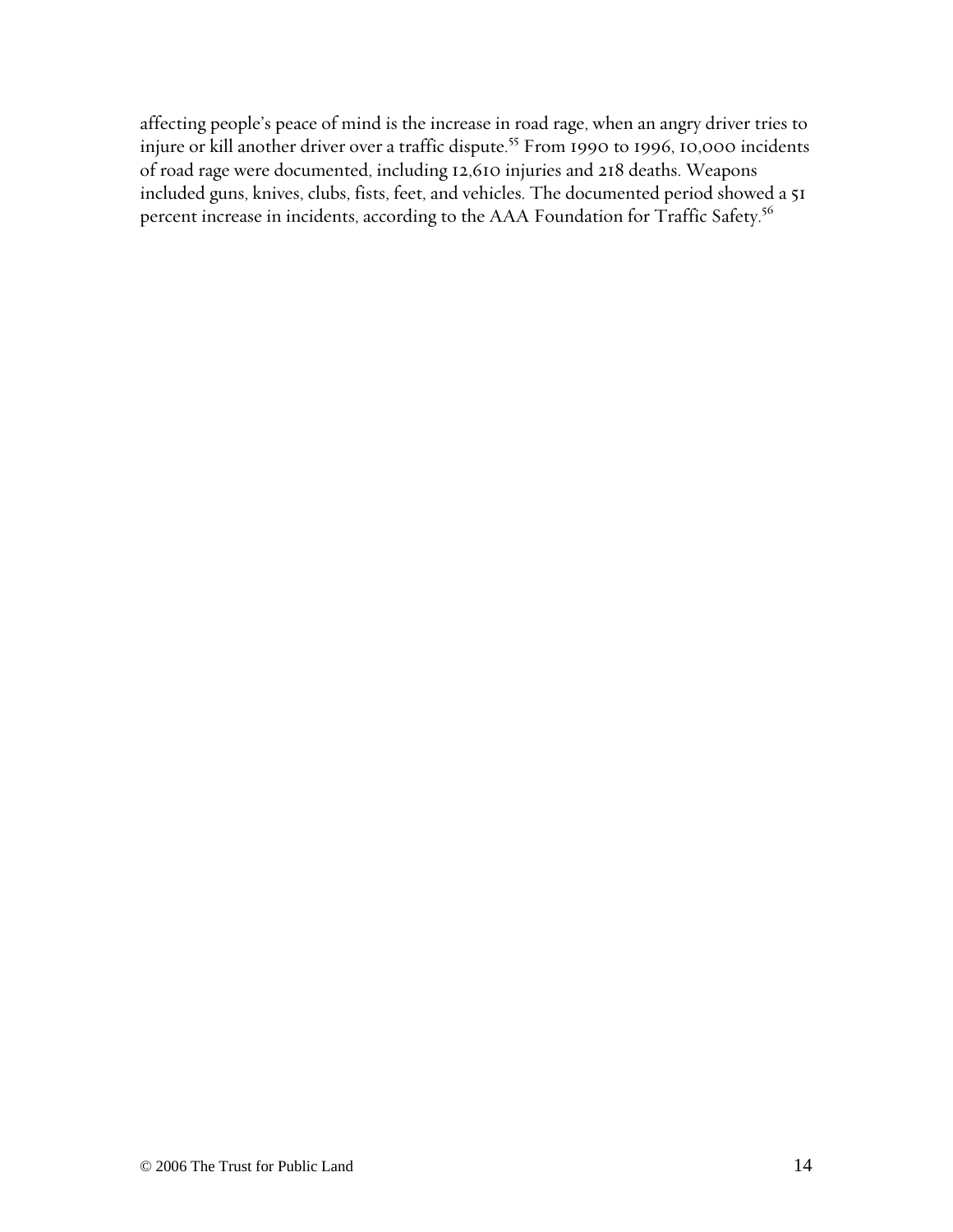affecting people's peace of mind is the increase in road rage, when an angry driver tries to injure or kill another driver over a traffic dispute.[55] From 1990 to 1996, 10,000 incidents of road rage were documented, including 12,610 injuries and 218 deaths. Weapons included guns, knives, clubs, fists, feet, and vehicles. The documented period showed a 51 percent increase in incidents, according to the AAA Foundation for Traffic Safety.[56]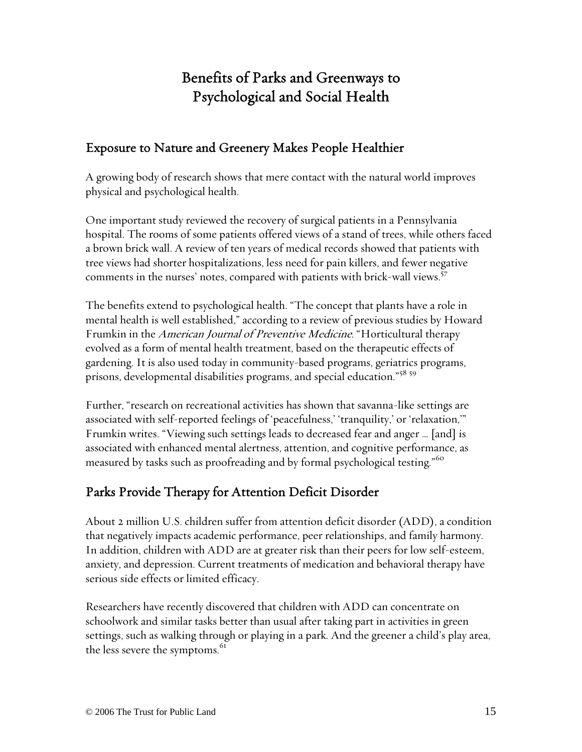# Benefits of Parks and Greenways to Psychological and Social Health

## Exposure to Nature and Greenery Makes People Healthier

A growing body of research shows that mere contact with the natural world improves physical and psychological health.

One important study reviewed the recovery of surgical patients in a Pennsylvania hospital. The rooms of some patients offered views of a stand of trees, while others faced a brown brick wall. A review of ten years of medical records showed that patients with tree views had shorter hospitalizations, less need for pain killers, and fewer negative comments in the nurses' notes, compared with patients with brick-wall views.[57]

The benefits extend to psychological health. "The concept that plants have a role in mental health is well established," according to a review of previous studies by Howard Frumkin in the *American Journal of Preventive Medicine*. "Horticultural therapy evolved as a form of mental health treatment, based on the therapeutic effects of gardening. It is also used today in community-based programs, geriatrics programs, prisons, developmental disabilities programs, and special education."[58] [59]

Further, "research on recreational activities has shown that savanna-like settings are associated with self-reported feelings of 'peacefulness,' 'tranquility,' or 'relaxation,'" Frumkin writes. "Viewing such settings leads to decreased fear and anger … [and] is associated with enhanced mental alertness, attention, and cognitive performance, as measured by tasks such as proofreading and by formal psychological testing."[60]

## Parks Provide Therapy for Attention Deficit Disorder

About 2 million U.S. children suffer from attention deficit disorder (ADD), a condition that negatively impacts academic performance, peer relationships, and family harmony. In addition, children with ADD are at greater risk than their peers for low self-esteem, anxiety, and depression. Current treatments of medication and behavioral therapy have serious side effects or limited efficacy.

Researchers have recently discovered that children with ADD can concentrate on schoolwork and similar tasks better than usual after taking part in activities in green settings, such as walking through or playing in a park. And the greener a child's play area, the less severe the symptoms.[61]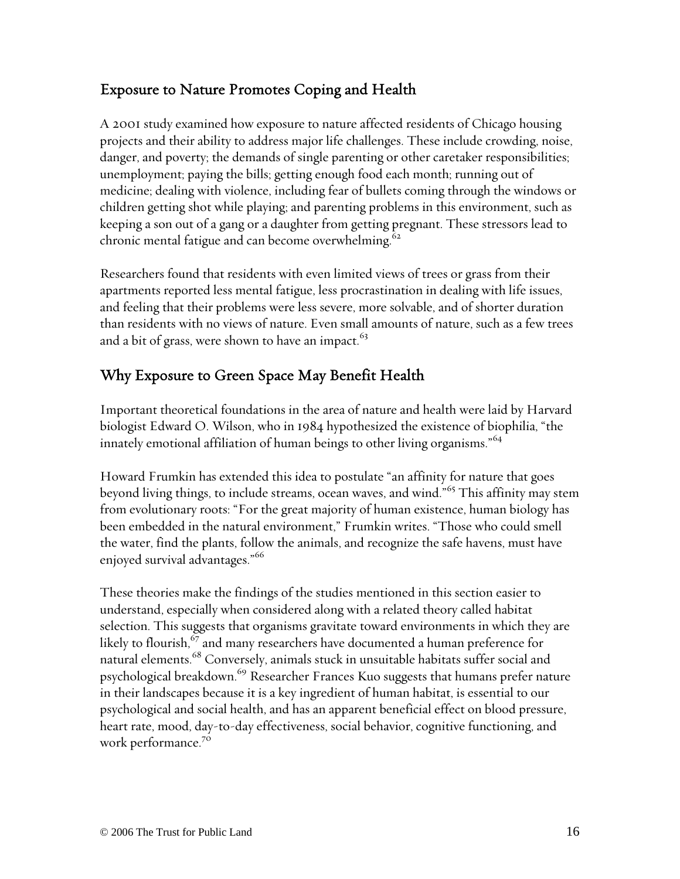## Exposure to Nature Promotes Coping and Health

A 2001 study examined how exposure to nature affected residents of Chicago housing projects and their ability to address major life challenges. These include crowding, noise, danger, and poverty; the demands of single parenting or other caretaker responsibilities; unemployment; paying the bills; getting enough food each month; running out of medicine; dealing with violence, including fear of bullets coming through the windows or children getting shot while playing; and parenting problems in this environment, such as keeping a son out of a gang or a daughter from getting pregnant. These stressors lead to chronic mental fatigue and can become overwhelming.[62]

Researchers found that residents with even limited views of trees or grass from their apartments reported less mental fatigue, less procrastination in dealing with life issues, and feeling that their problems were less severe, more solvable, and of shorter duration than residents with no views of nature. Even small amounts of nature, such as a few trees and a bit of grass, were shown to have an impact.[63]

## Why Exposure to Green Space May Benefit Health

Important theoretical foundations in the area of nature and health were laid by Harvard biologist Edward O. Wilson, who in 1984 hypothesized the existence of biophilia, "the innately emotional affiliation of human beings to other living organisms."[64]

Howard Frumkin has extended this idea to postulate "an affinity for nature that goes beyond living things, to include streams, ocean waves, and wind."[65] This affinity may stem from evolutionary roots: "For the great majority of human existence, human biology has been embedded in the natural environment," Frumkin writes. "Those who could smell the water, find the plants, follow the animals, and recognize the safe havens, must have enjoyed survival advantages."[66]

These theories make the findings of the studies mentioned in this section easier to understand, especially when considered along with a related theory called habitat selection. This suggests that organisms gravitate toward environments in which they are likely to flourish,[67] and many researchers have documented a human preference for natural elements.[68] Conversely, animals stuck in unsuitable habitats suffer social and psychological breakdown.[69] Researcher Frances Kuo suggests that humans prefer nature in their landscapes because it is a key ingredient of human habitat, is essential to our psychological and social health, and has an apparent beneficial effect on blood pressure, heart rate, mood, day-to-day effectiveness, social behavior, cognitive functioning, and work performance.[70]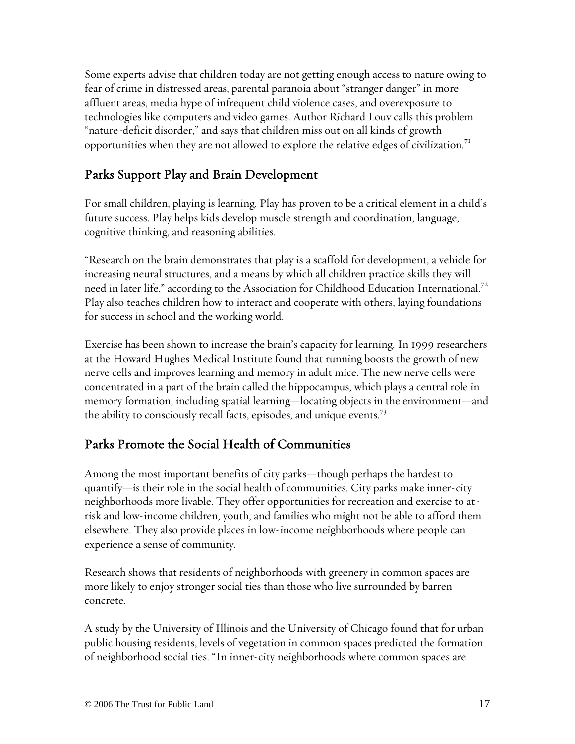Some experts advise that children today are not getting enough access to nature owing to fear of crime in distressed areas, parental paranoia about "stranger danger" in more affluent areas, media hype of infrequent child violence cases, and overexposure to technologies like computers and video games. Author Richard Louv calls this problem "nature-deficit disorder," and says that children miss out on all kinds of growth opportunities when they are not allowed to explore the relative edges of civilization.[71]

## Parks Support Play and Brain Development

For small children, playing is learning. Play has proven to be a critical element in a child's future success. Play helps kids develop muscle strength and coordination, language, cognitive thinking, and reasoning abilities.

"Research on the brain demonstrates that play is a scaffold for development, a vehicle for increasing neural structures, and a means by which all children practice skills they will need in later life," according to the Association for Childhood Education International.[72] Play also teaches children how to interact and cooperate with others, laying foundations for success in school and the working world.

Exercise has been shown to increase the brain's capacity for learning. In 1999 researchers at the Howard Hughes Medical Institute found that running boosts the growth of new nerve cells and improves learning and memory in adult mice. The new nerve cells were concentrated in a part of the brain called the hippocampus, which plays a central role in memory formation, including spatial learning—locating objects in the environment—and the ability to consciously recall facts, episodes, and unique events.[73]

## Parks Promote the Social Health of Communities

Among the most important benefits of city parks—though perhaps the hardest to quantify—is their role in the social health of communities. City parks make inner-city neighborhoods more livable. They offer opportunities for recreation and exercise to at-risk and low-income children, youth, and families who might not be able to afford them elsewhere. They also provide places in low-income neighborhoods where people can experience a sense of community.

Research shows that residents of neighborhoods with greenery in common spaces are more likely to enjoy stronger social ties than those who live surrounded by barren concrete.

A study by the University of Illinois and the University of Chicago found that for urban public housing residents, levels of vegetation in common spaces predicted the formation of neighborhood social ties. "In inner-city neighborhoods where common spaces are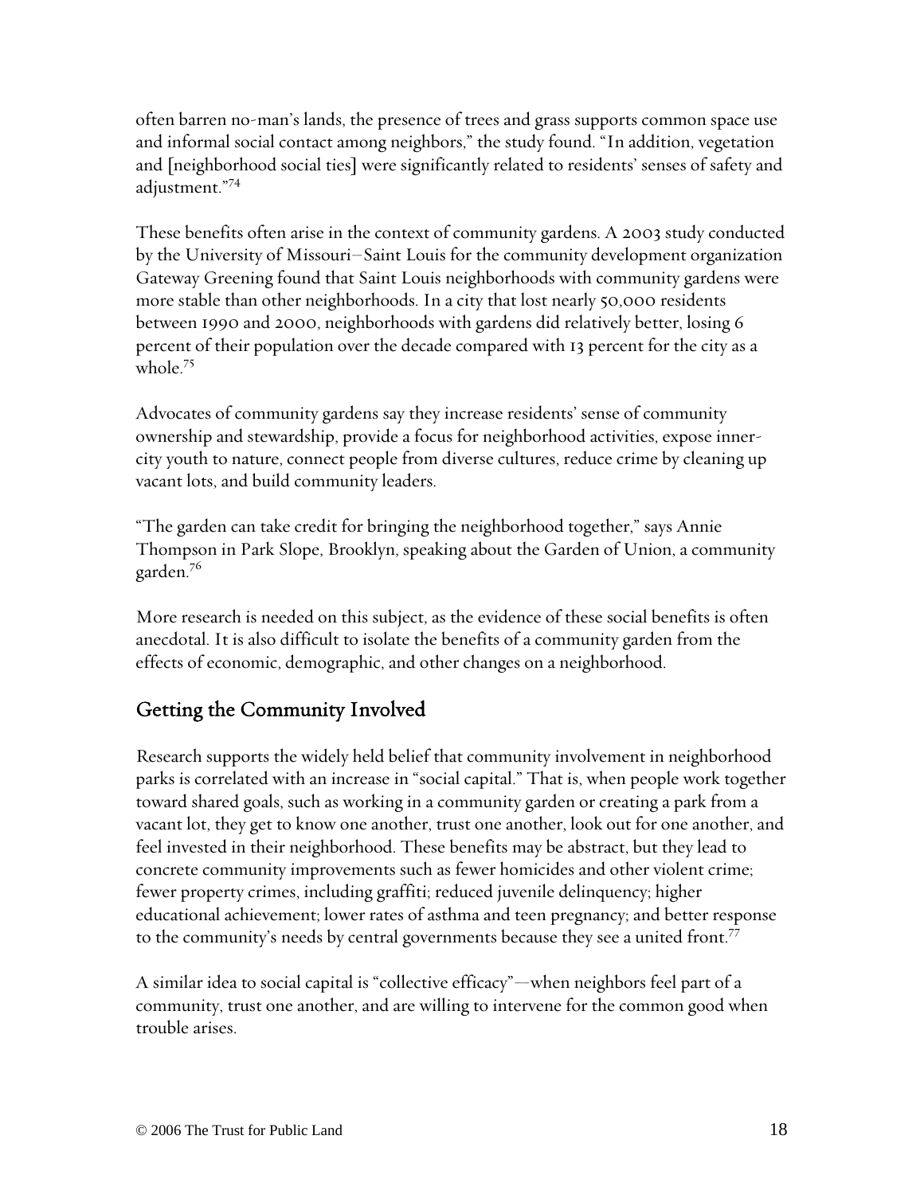often barren no-man's lands, the presence of trees and grass supports common space use and informal social contact among neighbors," the study found. "In addition, vegetation and [neighborhood social ties] were significantly related to residents' senses of safety and adjustment."[74]

These benefits often arise in the context of community gardens. A 2003 study conducted by the University of Missouri–Saint Louis for the community development organization Gateway Greening found that Saint Louis neighborhoods with community gardens were more stable than other neighborhoods. In a city that lost nearly 50,000 residents between 1990 and 2000, neighborhoods with gardens did relatively better, losing 6 percent of their population over the decade compared with 13 percent for the city as a whole.[75]

Advocates of community gardens say they increase residents' sense of community ownership and stewardship, provide a focus for neighborhood activities, expose inner-city youth to nature, connect people from diverse cultures, reduce crime by cleaning up vacant lots, and build community leaders.

"The garden can take credit for bringing the neighborhood together," says Annie Thompson in Park Slope, Brooklyn, speaking about the Garden of Union, a community garden.[76]

More research is needed on this subject, as the evidence of these social benefits is often anecdotal. It is also difficult to isolate the benefits of a community garden from the effects of economic, demographic, and other changes on a neighborhood.

## Getting the Community Involved

Research supports the widely held belief that community involvement in neighborhood parks is correlated with an increase in "social capital." That is, when people work together toward shared goals, such as working in a community garden or creating a park from a vacant lot, they get to know one another, trust one another, look out for one another, and feel invested in their neighborhood. These benefits may be abstract, but they lead to concrete community improvements such as fewer homicides and other violent crime; fewer property crimes, including graffiti; reduced juvenile delinquency; higher educational achievement; lower rates of asthma and teen pregnancy; and better response to the community's needs by central governments because they see a united front.[77]

A similar idea to social capital is "collective efficacy"—when neighbors feel part of a community, trust one another, and are willing to intervene for the common good when trouble arises.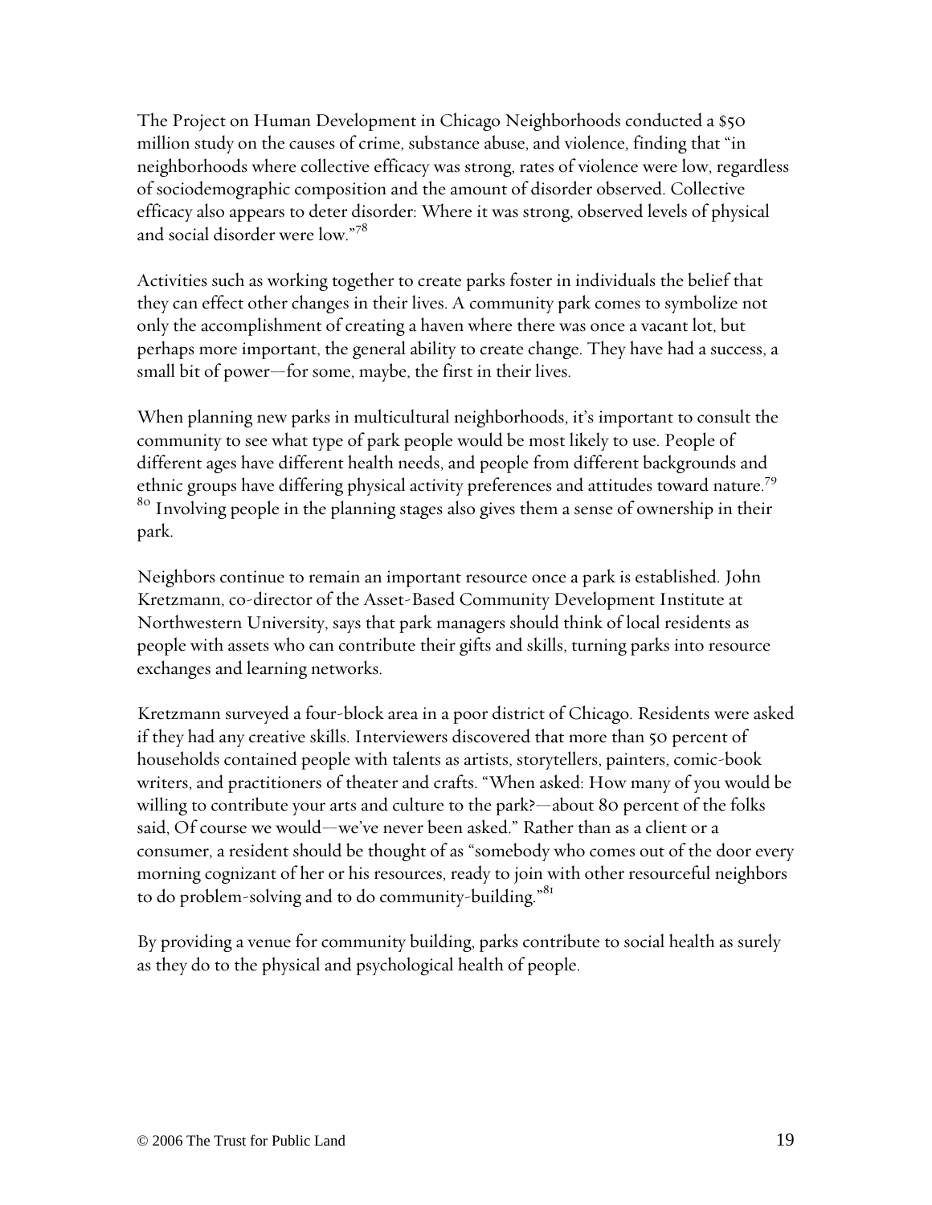The Project on Human Development in Chicago Neighborhoods conducted a $50 million study on the causes of crime, substance abuse, and violence, finding that "in neighborhoods where collective efficacy was strong, rates of violence were low, regardless of sociodemographic composition and the amount of disorder observed. Collective efficacy also appears to deter disorder: Where it was strong, observed levels of physical and social disorder were low."[78]

Activities such as working together to create parks foster in individuals the belief that they can effect other changes in their lives. A community park comes to symbolize not only the accomplishment of creating a haven where there was once a vacant lot, but perhaps more important, the general ability to create change. They have had a success, a small bit of power—for some, maybe, the first in their lives.

When planning new parks in multicultural neighborhoods, it's important to consult the community to see what type of park people would be most likely to use. People of different ages have different health needs, and people from different backgrounds and ethnic groups have differing physical activity preferences and attitudes toward nature.[79] [80] Involving people in the planning stages also gives them a sense of ownership in their park.

Neighbors continue to remain an important resource once a park is established. John Kretzmann, co-director of the Asset-Based Community Development Institute at Northwestern University, says that park managers should think of local residents as people with assets who can contribute their gifts and skills, turning parks into resource exchanges and learning networks.

Kretzmann surveyed a four-block area in a poor district of Chicago. Residents were asked if they had any creative skills. Interviewers discovered that more than 50 percent of households contained people with talents as artists, storytellers, painters, comic-book writers, and practitioners of theater and crafts. "When asked: How many of you would be willing to contribute your arts and culture to the park?—about 80 percent of the folks said, Of course we would—we've never been asked." Rather than as a client or a consumer, a resident should be thought of as "somebody who comes out of the door every morning cognizant of her or his resources, ready to join with other resourceful neighbors to do problem-solving and to do community-building."[81]

By providing a venue for community building, parks contribute to social health as surely as they do to the physical and psychological health of people.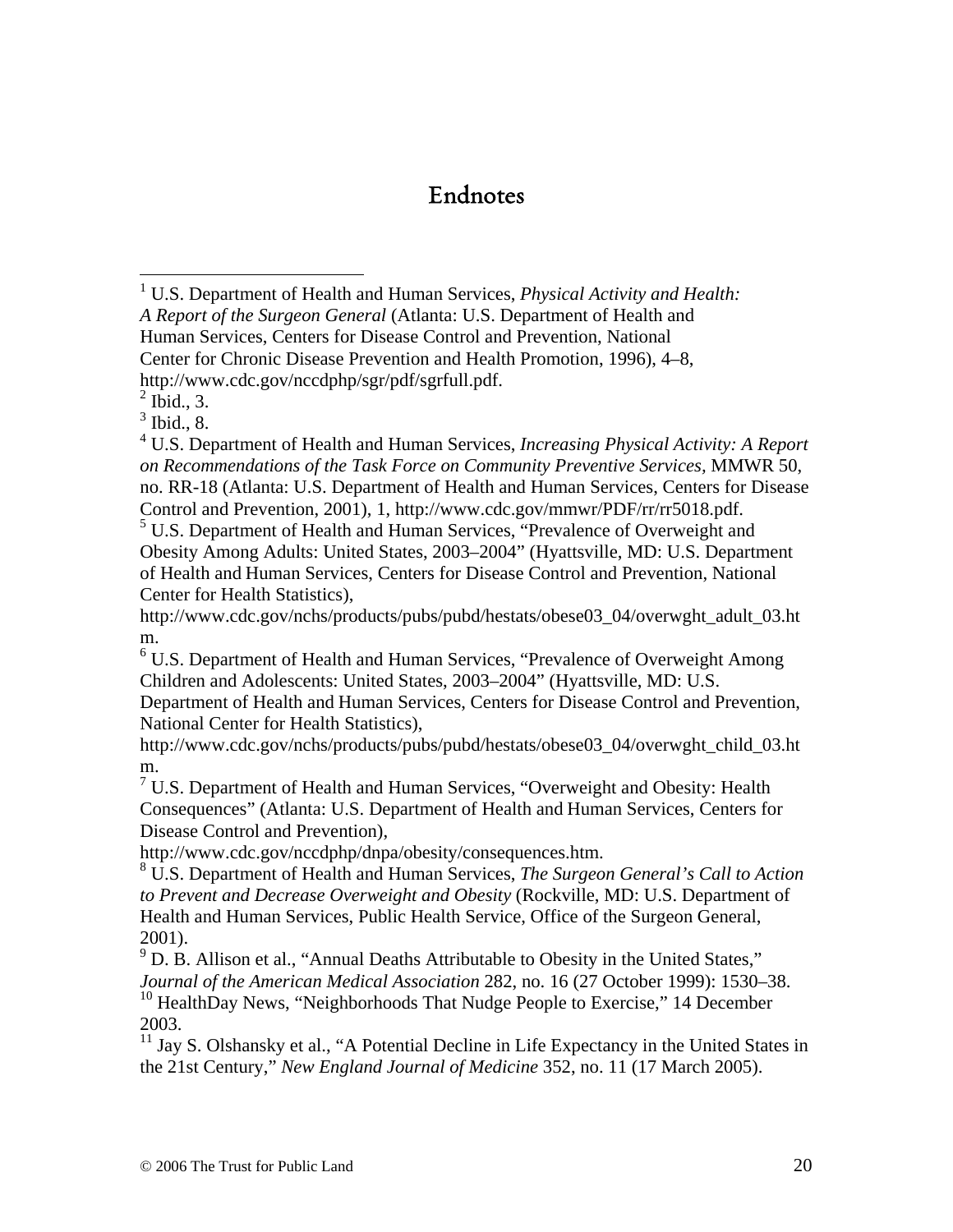# Endnotes

[1] U.S. Department of Health and Human Services, *Physical Activity and Health: A Report of the Surgeon General* (Atlanta: U.S. Department of Health and Human Services, Centers for Disease Control and Prevention, National Center for Chronic Disease Prevention and Health Promotion, 1996), 4–8, http://www.cdc.gov/nccdphp/sgr/pdf/sgrfull.pdf.

[2] Ibid., 3.

[3] Ibid., 8.

[4] U.S. Department of Health and Human Services, *Increasing Physical Activity: A Report on Recommendations of the Task Force on Community Preventive Services*, MMWR 50, no. RR-18 (Atlanta: U.S. Department of Health and Human Services, Centers for Disease Control and Prevention, 2001), 1, http://www.cdc.gov/mmwr/PDF/rr/rr5018.pdf.

[5] U.S. Department of Health and Human Services, "Prevalence of Overweight and Obesity Among Adults: United States, 2003–2004" (Hyattsville, MD: U.S. Department of Health and Human Services, Centers for Disease Control and Prevention, National Center for Health Statistics), http://www.cdc.gov/nchs/products/pubs/pubd/hestats/obese03_04/overwght_adult_03.htm.

[6] U.S. Department of Health and Human Services, "Prevalence of Overweight Among Children and Adolescents: United States, 2003–2004" (Hyattsville, MD: U.S. Department of Health and Human Services, Centers for Disease Control and Prevention, National Center for Health Statistics), http://www.cdc.gov/nchs/products/pubs/pubd/hestats/obese03_04/overwght_child_03.htm.

[7] U.S. Department of Health and Human Services, "Overweight and Obesity: Health Consequences" (Atlanta: U.S. Department of Health and Human Services, Centers for Disease Control and Prevention), http://www.cdc.gov/nccdphp/dnpa/obesity/consequences.htm.

[8] U.S. Department of Health and Human Services, *The Surgeon General's Call to Action to Prevent and Decrease Overweight and Obesity* (Rockville, MD: U.S. Department of Health and Human Services, Public Health Service, Office of the Surgeon General, 2001).

[9] D. B. Allison et al., "Annual Deaths Attributable to Obesity in the United States," *Journal of the American Medical Association* 282, no. 16 (27 October 1999): 1530–38.

[10] HealthDay News, "Neighborhoods That Nudge People to Exercise," 14 December 2003.

[11] Jay S. Olshansky et al., "A Potential Decline in Life Expectancy in the United States in the 21st Century," *New England Journal of Medicine* 352, no. 11 (17 March 2005).

© 2006 The Trust for Public Land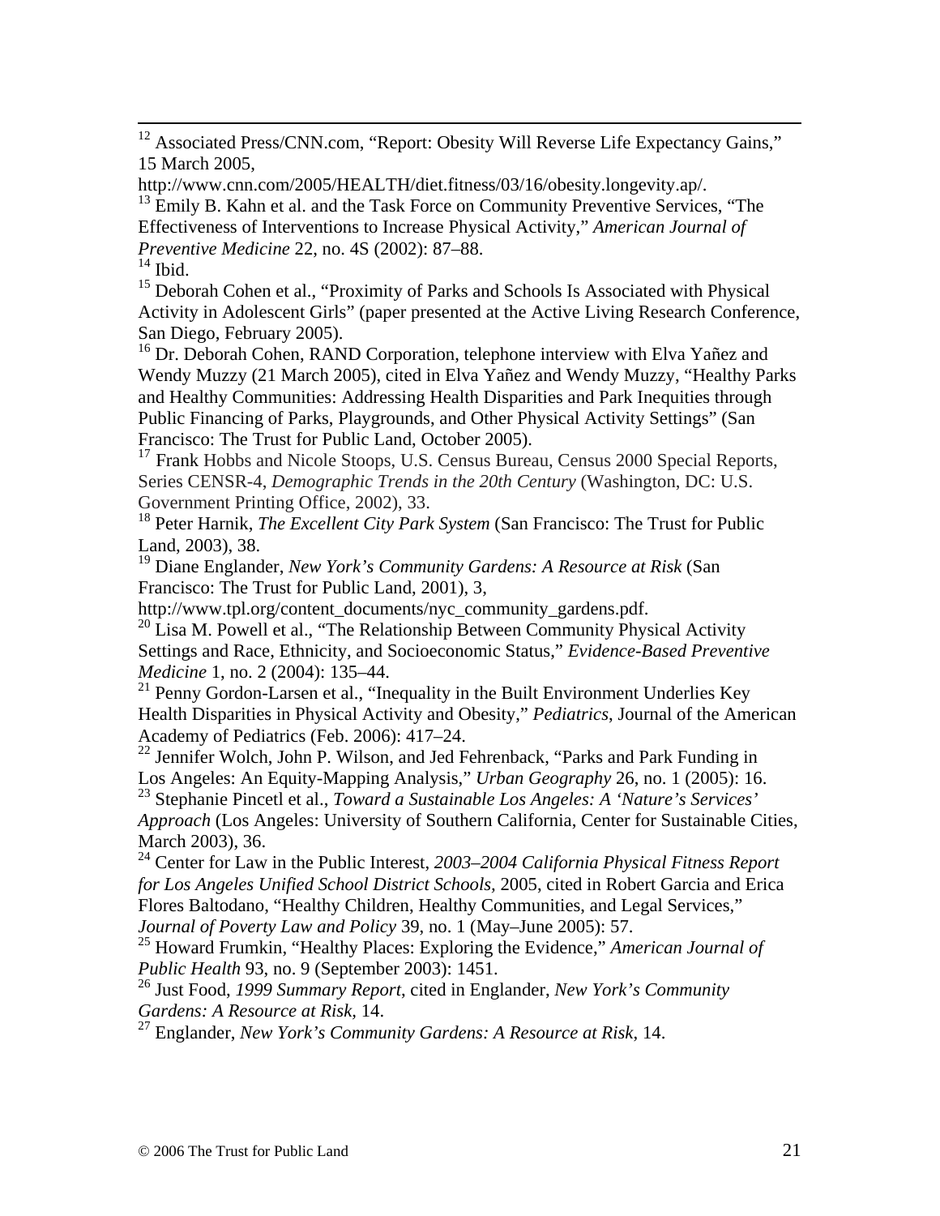[12] Associated Press/CNN.com, "Report: Obesity Will Reverse Life Expectancy Gains," 15 March 2005, http://www.cnn.com/2005/HEALTH/diet.fitness/03/16/obesity.longevity.ap/.

[13] Emily B. Kahn et al. and the Task Force on Community Preventive Services, "The Effectiveness of Interventions to Increase Physical Activity," *American Journal of Preventive Medicine* 22, no. 4S (2002): 87–88.

[14] Ibid.

[15] Deborah Cohen et al., "Proximity of Parks and Schools Is Associated with Physical Activity in Adolescent Girls" (paper presented at the Active Living Research Conference, San Diego, February 2005).

[16] Dr. Deborah Cohen, RAND Corporation, telephone interview with Elva Yañez and Wendy Muzzy (21 March 2005), cited in Elva Yañez and Wendy Muzzy, "Healthy Parks and Healthy Communities: Addressing Health Disparities and Park Inequities through Public Financing of Parks, Playgrounds, and Other Physical Activity Settings" (San Francisco: The Trust for Public Land, October 2005).

[17] Frank Hobbs and Nicole Stoops, U.S. Census Bureau, Census 2000 Special Reports, Series CENSR-4, *Demographic Trends in the 20th Century* (Washington, DC: U.S. Government Printing Office, 2002), 33.

[18] Peter Harnik, *The Excellent City Park System* (San Francisco: The Trust for Public Land, 2003), 38.

[19] Diane Englander, *New York's Community Gardens: A Resource at Risk* (San Francisco: The Trust for Public Land, 2001), 3, http://www.tpl.org/content_documents/nyc_community_gardens.pdf.

[20] Lisa M. Powell et al., "The Relationship Between Community Physical Activity Settings and Race, Ethnicity, and Socioeconomic Status," *Evidence-Based Preventive Medicine* 1, no. 2 (2004): 135–44.

[21] Penny Gordon-Larsen et al., "Inequality in the Built Environment Underlies Key Health Disparities in Physical Activity and Obesity," *Pediatrics*, Journal of the American Academy of Pediatrics (Feb. 2006): 417–24.

[22] Jennifer Wolch, John P. Wilson, and Jed Fehrenback, "Parks and Park Funding in Los Angeles: An Equity-Mapping Analysis," *Urban Geography* 26, no. 1 (2005): 16.

[23] Stephanie Pincetl et al., *Toward a Sustainable Los Angeles: A 'Nature's Services' Approach* (Los Angeles: University of Southern California, Center for Sustainable Cities, March 2003), 36.

[24] Center for Law in the Public Interest, *2003–2004 California Physical Fitness Report for Los Angeles Unified School District Schools*, 2005, cited in Robert Garcia and Erica Flores Baltodano, "Healthy Children, Healthy Communities, and Legal Services," *Journal of Poverty Law and Policy* 39, no. 1 (May–June 2005): 57.

[25] Howard Frumkin, "Healthy Places: Exploring the Evidence," *American Journal of Public Health* 93, no. 9 (September 2003): 1451.

[26] Just Food, *1999 Summary Report*, cited in Englander, *New York's Community Gardens: A Resource at Risk*, 14.

[27] Englander, *New York's Community Gardens: A Resource at Risk*, 14.

© 2006 The Trust for Public Land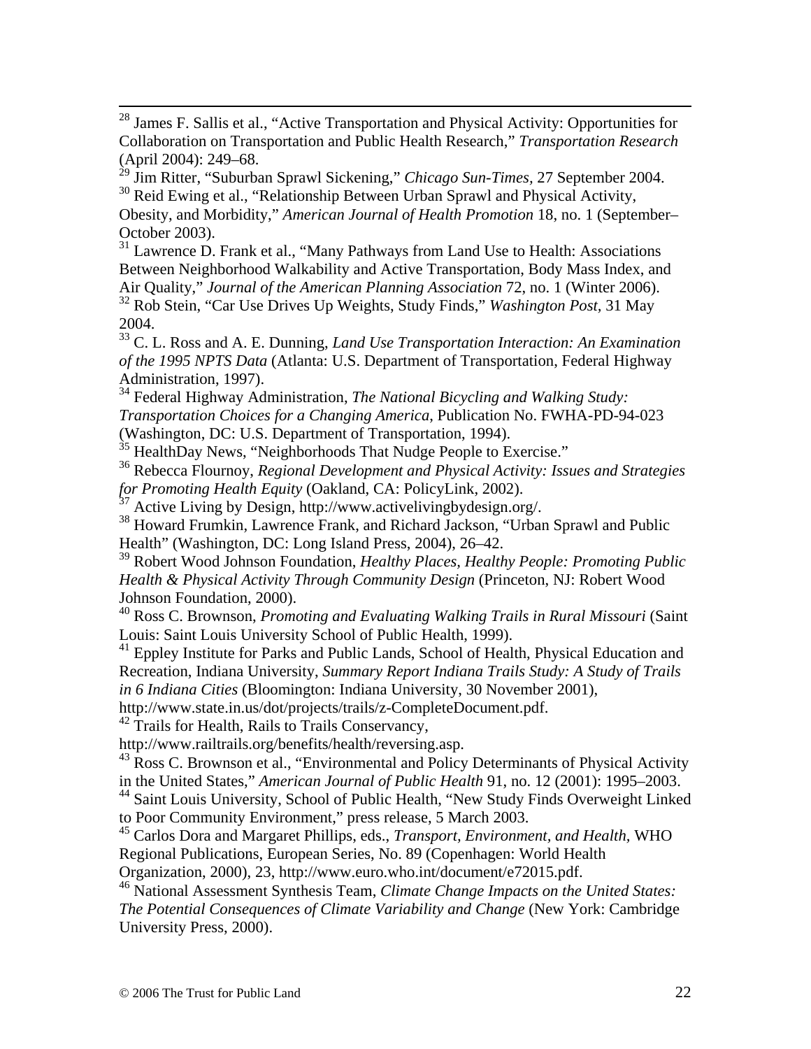[28] James F. Sallis et al., "Active Transportation and Physical Activity: Opportunities for Collaboration on Transportation and Public Health Research," *Transportation Research* (April 2004): 249–68.

[29] Jim Ritter, "Suburban Sprawl Sickening," *Chicago Sun-Times*, 27 September 2004.

[30] Reid Ewing et al., "Relationship Between Urban Sprawl and Physical Activity, Obesity, and Morbidity," *American Journal of Health Promotion* 18, no. 1 (September–October 2003).

[31] Lawrence D. Frank et al., "Many Pathways from Land Use to Health: Associations Between Neighborhood Walkability and Active Transportation, Body Mass Index, and Air Quality," *Journal of the American Planning Association* 72, no. 1 (Winter 2006).

[32] Rob Stein, "Car Use Drives Up Weights, Study Finds," *Washington Post*, 31 May 2004.

[33] C. L. Ross and A. E. Dunning, *Land Use Transportation Interaction: An Examination of the 1995 NPTS Data* (Atlanta: U.S. Department of Transportation, Federal Highway Administration, 1997).

[34] Federal Highway Administration, *The National Bicycling and Walking Study: Transportation Choices for a Changing America*, Publication No. FWHA-PD-94-023 (Washington, DC: U.S. Department of Transportation, 1994).

[35] HealthDay News, "Neighborhoods That Nudge People to Exercise."

[36] Rebecca Flournoy, *Regional Development and Physical Activity: Issues and Strategies for Promoting Health Equity* (Oakland, CA: PolicyLink, 2002).

[37] Active Living by Design, http://www.activelivingbydesign.org/.

[38] Howard Frumkin, Lawrence Frank, and Richard Jackson, "Urban Sprawl and Public Health" (Washington, DC: Long Island Press, 2004), 26–42.

[39] Robert Wood Johnson Foundation, *Healthy Places, Healthy People: Promoting Public Health & Physical Activity Through Community Design* (Princeton, NJ: Robert Wood Johnson Foundation, 2000).

[40] Ross C. Brownson, *Promoting and Evaluating Walking Trails in Rural Missouri* (Saint Louis: Saint Louis University School of Public Health, 1999).

[41] Eppley Institute for Parks and Public Lands, School of Health, Physical Education and Recreation, Indiana University, *Summary Report Indiana Trails Study: A Study of Trails in 6 Indiana Cities* (Bloomington: Indiana University, 30 November 2001), http://www.state.in.us/dot/projects/trails/z-CompleteDocument.pdf.

[42] Trails for Health, Rails to Trails Conservancy, http://www.railtrails.org/benefits/health/reversing.asp.

[43] Ross C. Brownson et al., "Environmental and Policy Determinants of Physical Activity in the United States," *American Journal of Public Health* 91, no. 12 (2001): 1995–2003.

[44] Saint Louis University, School of Public Health, "New Study Finds Overweight Linked to Poor Community Environment," press release, 5 March 2003.

[45] Carlos Dora and Margaret Phillips, eds., *Transport, Environment, and Health*, WHO Regional Publications, European Series, No. 89 (Copenhagen: World Health Organization, 2000), 23, http://www.euro.who.int/document/e72015.pdf.

[46] National Assessment Synthesis Team, *Climate Change Impacts on the United States: The Potential Consequences of Climate Variability and Change* (New York: Cambridge University Press, 2000).

© 2006 The Trust for Public Land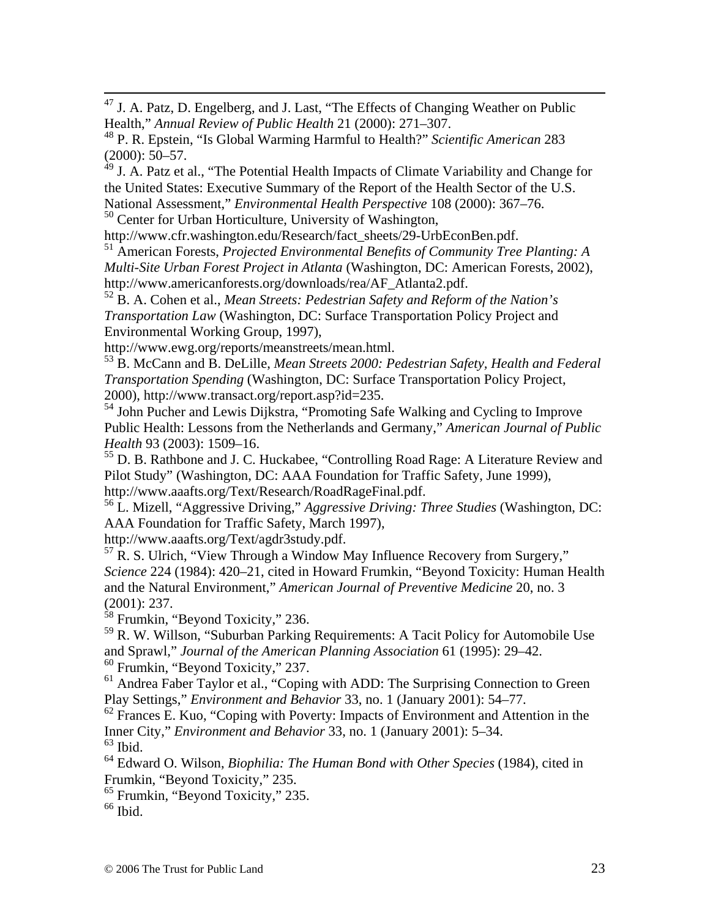[47] J. A. Patz, D. Engelberg, and J. Last, "The Effects of Changing Weather on Public Health," *Annual Review of Public Health* 21 (2000): 271–307.

[48] P. R. Epstein, "Is Global Warming Harmful to Health?" *Scientific American* 283 (2000): 50–57.

[49] J. A. Patz et al., "The Potential Health Impacts of Climate Variability and Change for the United States: Executive Summary of the Report of the Health Sector of the U.S. National Assessment," *Environmental Health Perspective* 108 (2000): 367–76.

[50] Center for Urban Horticulture, University of Washington, http://www.cfr.washington.edu/Research/fact_sheets/29-UrbEconBen.pdf.

[51] American Forests, *Projected Environmental Benefits of Community Tree Planting: A Multi-Site Urban Forest Project in Atlanta* (Washington, DC: American Forests, 2002), http://www.americanforests.org/downloads/rea/AF_Atlanta2.pdf.

[52] B. A. Cohen et al., *Mean Streets: Pedestrian Safety and Reform of the Nation's Transportation Law* (Washington, DC: Surface Transportation Policy Project and Environmental Working Group, 1997), http://www.ewg.org/reports/meanstreets/mean.html.

[53] B. McCann and B. DeLille, *Mean Streets 2000: Pedestrian Safety, Health and Federal Transportation Spending* (Washington, DC: Surface Transportation Policy Project, 2000), http://www.transact.org/report.asp?id=235.

[54] John Pucher and Lewis Dijkstra, "Promoting Safe Walking and Cycling to Improve Public Health: Lessons from the Netherlands and Germany," *American Journal of Public Health* 93 (2003): 1509–16.

[55] D. B. Rathbone and J. C. Huckabee, "Controlling Road Rage: A Literature Review and Pilot Study" (Washington, DC: AAA Foundation for Traffic Safety, June 1999), http://www.aaafts.org/Text/Research/RoadRageFinal.pdf.

[56] L. Mizell, "Aggressive Driving," *Aggressive Driving: Three Studies* (Washington, DC: AAA Foundation for Traffic Safety, March 1997), http://www.aaafts.org/Text/agdr3study.pdf.

[57] R. S. Ulrich, "View Through a Window May Influence Recovery from Surgery," *Science* 224 (1984): 420–21, cited in Howard Frumkin, "Beyond Toxicity: Human Health and the Natural Environment," *American Journal of Preventive Medicine* 20, no. 3 (2001): 237.

[58] Frumkin, "Beyond Toxicity," 236.

[59] R. W. Willson, "Suburban Parking Requirements: A Tacit Policy for Automobile Use and Sprawl," *Journal of the American Planning Association* 61 (1995): 29–42.

[60] Frumkin, "Beyond Toxicity," 237.

[61] Andrea Faber Taylor et al., "Coping with ADD: The Surprising Connection to Green Play Settings," *Environment and Behavior* 33, no. 1 (January 2001): 54–77.

[62] Frances E. Kuo, "Coping with Poverty: Impacts of Environment and Attention in the Inner City," *Environment and Behavior* 33, no. 1 (January 2001): 5–34.

[63] Ibid.

[64] Edward O. Wilson, *Biophilia: The Human Bond with Other Species* (1984), cited in Frumkin, "Beyond Toxicity," 235.

[65] Frumkin, "Beyond Toxicity," 235.

[66] Ibid.

© 2006 The Trust for Public Land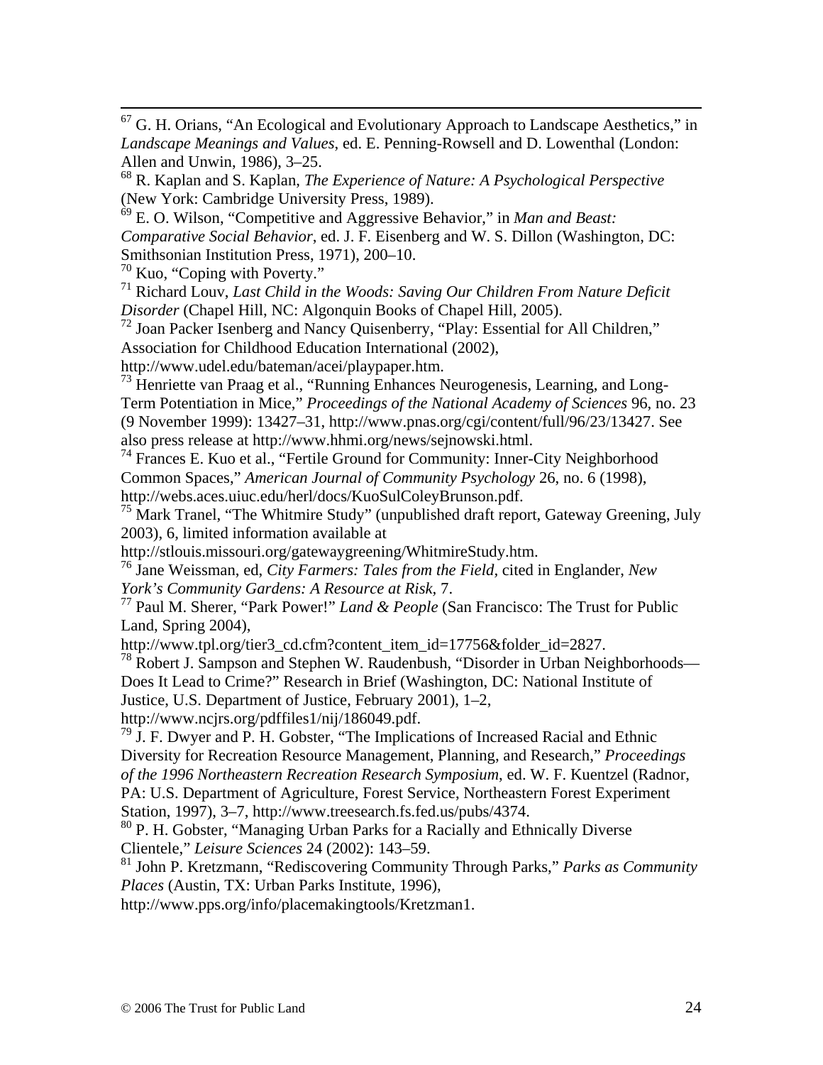[67] G. H. Orians, "An Ecological and Evolutionary Approach to Landscape Aesthetics," in *Landscape Meanings and Values*, ed. E. Penning-Rowsell and D. Lowenthal (London: Allen and Unwin, 1986), 3–25.

[68] R. Kaplan and S. Kaplan, *The Experience of Nature: A Psychological Perspective* (New York: Cambridge University Press, 1989).

[69] E. O. Wilson, "Competitive and Aggressive Behavior," in *Man and Beast: Comparative Social Behavior*, ed. J. F. Eisenberg and W. S. Dillon (Washington, DC: Smithsonian Institution Press, 1971), 200–10.

[70] Kuo, "Coping with Poverty."

[71] Richard Louv, *Last Child in the Woods: Saving Our Children From Nature Deficit Disorder* (Chapel Hill, NC: Algonquin Books of Chapel Hill, 2005).

[72] Joan Packer Isenberg and Nancy Quisenberry, "Play: Essential for All Children," Association for Childhood Education International (2002), http://www.udel.edu/bateman/acei/playpaper.htm.

[73] Henriette van Praag et al., "Running Enhances Neurogenesis, Learning, and Long-Term Potentiation in Mice," *Proceedings of the National Academy of Sciences* 96, no. 23 (9 November 1999): 13427–31, http://www.pnas.org/cgi/content/full/96/23/13427. See also press release at http://www.hhmi.org/news/sejnowski.html.

[74] Frances E. Kuo et al., "Fertile Ground for Community: Inner-City Neighborhood Common Spaces," *American Journal of Community Psychology* 26, no. 6 (1998), http://webs.aces.uiuc.edu/herl/docs/KuoSulColeyBrunson.pdf.

[75] Mark Tranel, "The Whitmire Study" (unpublished draft report, Gateway Greening, July 2003), 6, limited information available at http://stlouis.missouri.org/gatewaygreening/WhitmireStudy.htm.

[76] Jane Weissman, ed, *City Farmers: Tales from the Field*, cited in Englander, *New York's Community Gardens: A Resource at Risk*, 7.

[77] Paul M. Sherer, "Park Power!" *Land & People* (San Francisco: The Trust for Public Land, Spring 2004), http://www.tpl.org/tier3_cd.cfm?content_item_id=17756&folder_id=2827.

[78] Robert J. Sampson and Stephen W. Raudenbush, "Disorder in Urban Neighborhoods—Does It Lead to Crime?" Research in Brief (Washington, DC: National Institute of Justice, U.S. Department of Justice, February 2001), 1–2, http://www.ncjrs.org/pdffiles1/nij/186049.pdf.

[79] J. F. Dwyer and P. H. Gobster, "The Implications of Increased Racial and Ethnic Diversity for Recreation Resource Management, Planning, and Research," *Proceedings of the 1996 Northeastern Recreation Research Symposium*, ed. W. F. Kuentzel (Radnor, PA: U.S. Department of Agriculture, Forest Service, Northeastern Forest Experiment Station, 1997), 3–7, http://www.treesearch.fs.fed.us/pubs/4374.

[80] P. H. Gobster, "Managing Urban Parks for a Racially and Ethnically Diverse Clientele," *Leisure Sciences* 24 (2002): 143–59.

[81] John P. Kretzmann, "Rediscovering Community Through Parks," *Parks as Community Places* (Austin, TX: Urban Parks Institute, 1996), http://www.pps.org/info/placemakingtools/Kretzman1.